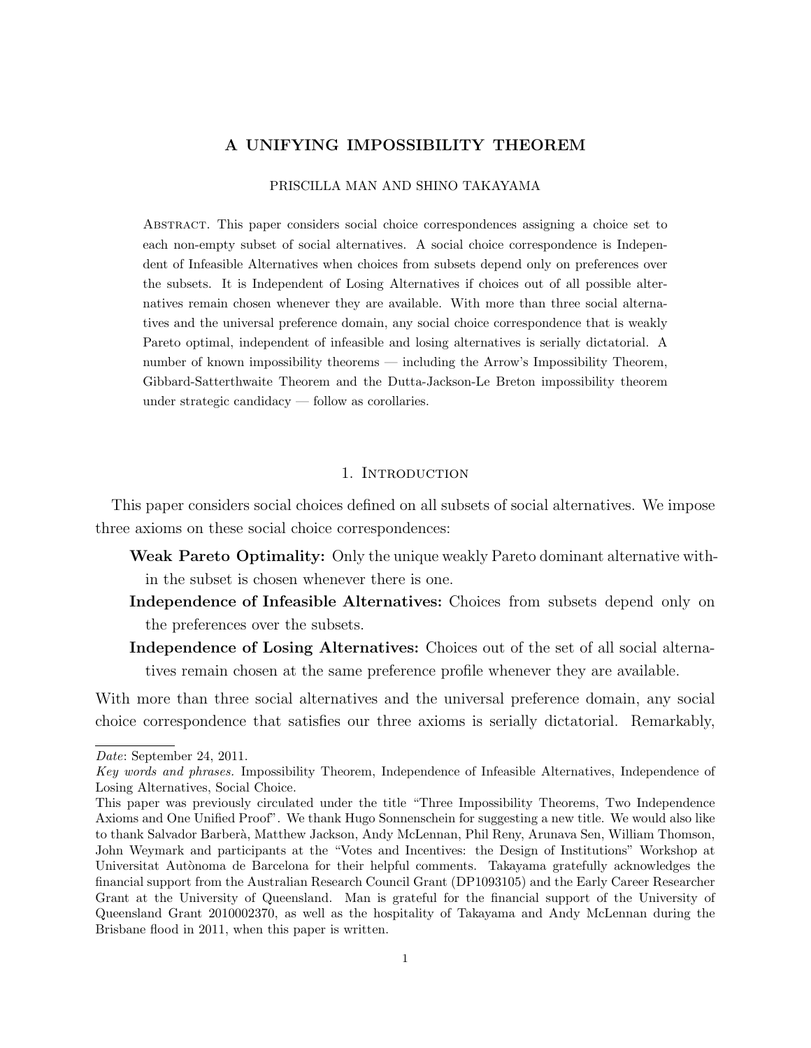# A UNIFYING IMPOSSIBILITY THEOREM

PRISCILLA MAN AND SHINO TAKAYAMA

Abstract. This paper considers social choice correspondences assigning a choice set to each non-empty subset of social alternatives. A social choice correspondence is Independent of Infeasible Alternatives when choices from subsets depend only on preferences over the subsets. It is Independent of Losing Alternatives if choices out of all possible alternatives remain chosen whenever they are available. With more than three social alternatives and the universal preference domain, any social choice correspondence that is weakly Pareto optimal, independent of infeasible and losing alternatives is serially dictatorial. A number of known impossibility theorems — including the Arrow's Impossibility Theorem, Gibbard-Satterthwaite Theorem and the Dutta-Jackson-Le Breton impossibility theorem under strategic candidacy — follow as corollaries.

## 1. Introduction

This paper considers social choices defined on all subsets of social alternatives. We impose three axioms on these social choice correspondences:

- **Weak Pareto Optimality:** Only the unique weakly Pareto dominant alternative within the subset is chosen whenever there is one.
- **Independence of Infeasible Alternatives:** Choices from subsets depend only on the preferences over the subsets.
- **Independence of Losing Alternatives:** Choices out of the set of all social alternatives remain chosen at the same preference profile whenever they are available.

With more than three social alternatives and the universal preference domain, any social choice correspondence that satisfies our three axioms is serially dictatorial. Remarkably,

*Date*: September 24, 2011.

*Key words and phrases.* Impossibility Theorem, Independence of Infeasible Alternatives, Independence of Losing Alternatives, Social Choice.

This paper was previously circulated under the title "Three Impossibility Theorems, Two Independence Axioms and One Unified Proof". We thank Hugo Sonnenschein for suggesting a new title. We would also like to thank Salvador Barberà, Matthew Jackson, Andy McLennan, Phil Reny, Arunava Sen, William Thomson, John Weymark and participants at the "Votes and Incentives: the Design of Institutions" Workshop at Universitat Autònoma de Barcelona for their helpful comments. Takayama gratefully acknowledges the financial support from the Australian Research Council Grant (DP1093105) and the Early Career Researcher Grant at the University of Queensland. Man is grateful for the financial support of the University of Queensland Grant 2010002370, as well as the hospitality of Takayama and Andy McLennan during the Brisbane flood in 2011, when this paper is written.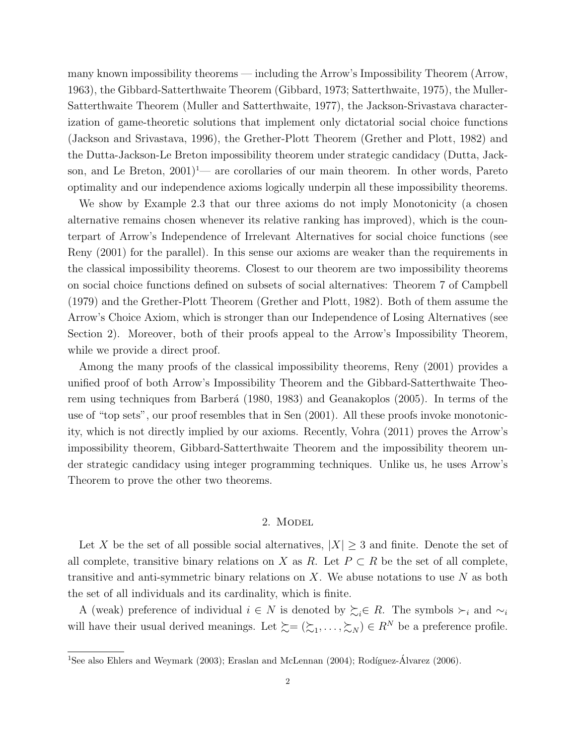many known impossibility theorems — including the Arrow's Impossibility Theorem (Arrow, 1963), the Gibbard-Satterthwaite Theorem (Gibbard, 1973; Satterthwaite, 1975), the Muller-Satterthwaite Theorem (Muller and Satterthwaite, 1977), the Jackson-Srivastava characterization of game-theoretic solutions that implement only dictatorial social choice functions (Jackson and Srivastava, 1996), the Grether-Plott Theorem (Grether and Plott, 1982) and the Dutta-Jackson-Le Breton impossibility theorem under strategic candidacy (Dutta, Jackson, and Le Breton, 2001)[1]— are corollaries of our main theorem. In other words, Pareto optimality and our independence axioms logically underpin all these impossibility theorems.

We show by Example 2.3 that our three axioms do not imply Monotonicity (a chosen alternative remains chosen whenever its relative ranking has improved), which is the counterpart of Arrow's Independence of Irrelevant Alternatives for social choice functions (see Reny (2001) for the parallel). In this sense our axioms are weaker than the requirements in the classical impossibility theorems. Closest to our theorem are two impossibility theorems on social choice functions defined on subsets of social alternatives: Theorem 7 of Campbell (1979) and the Grether-Plott Theorem (Grether and Plott, 1982). Both of them assume the Arrow's Choice Axiom, which is stronger than our Independence of Losing Alternatives (see Section 2). Moreover, both of their proofs appeal to the Arrow's Impossibility Theorem, while we provide a direct proof.

Among the many proofs of the classical impossibility theorems, Reny (2001) provides a unified proof of both Arrow's Impossibility Theorem and the Gibbard-Satterthwaite Theorem using techniques from Barberá (1980, 1983) and Geanakoplos (2005). In terms of the use of "top sets", our proof resembles that in Sen (2001). All these proofs invoke monotonicity, which is not directly implied by our axioms. Recently, Vohra (2011) proves the Arrow's impossibility theorem, Gibbard-Satterthwaite Theorem and the impossibility theorem under strategic candidacy using integer programming techniques. Unlike us, he uses Arrow's Theorem to prove the other two theorems.

## 2. Model

Let $X$ be the set of all possible social alternatives, $|X| \geq 3$ and finite. Denote the set of all complete, transitive binary relations on $X$ as $R$. Let $P \subset R$ be the set of all complete, transitive and anti-symmetric binary relations on $X$. We abuse notations to use $N$ as both the set of all individuals and its cardinality, which is finite.

A (weak) preference of individual $i \in N$ is denoted by $\succsim_i \in R$. The symbols $\succ_i$ and $\sim_i$ will have their usual derived meanings. Let $\succsim = (\succsim_1, \ldots, \succsim_N) \in R^N$ be a preference profile.

[1] See also Ehlers and Weymark (2003); Eraslan and McLennan (2004); Rodíguez-Álvarez (2006).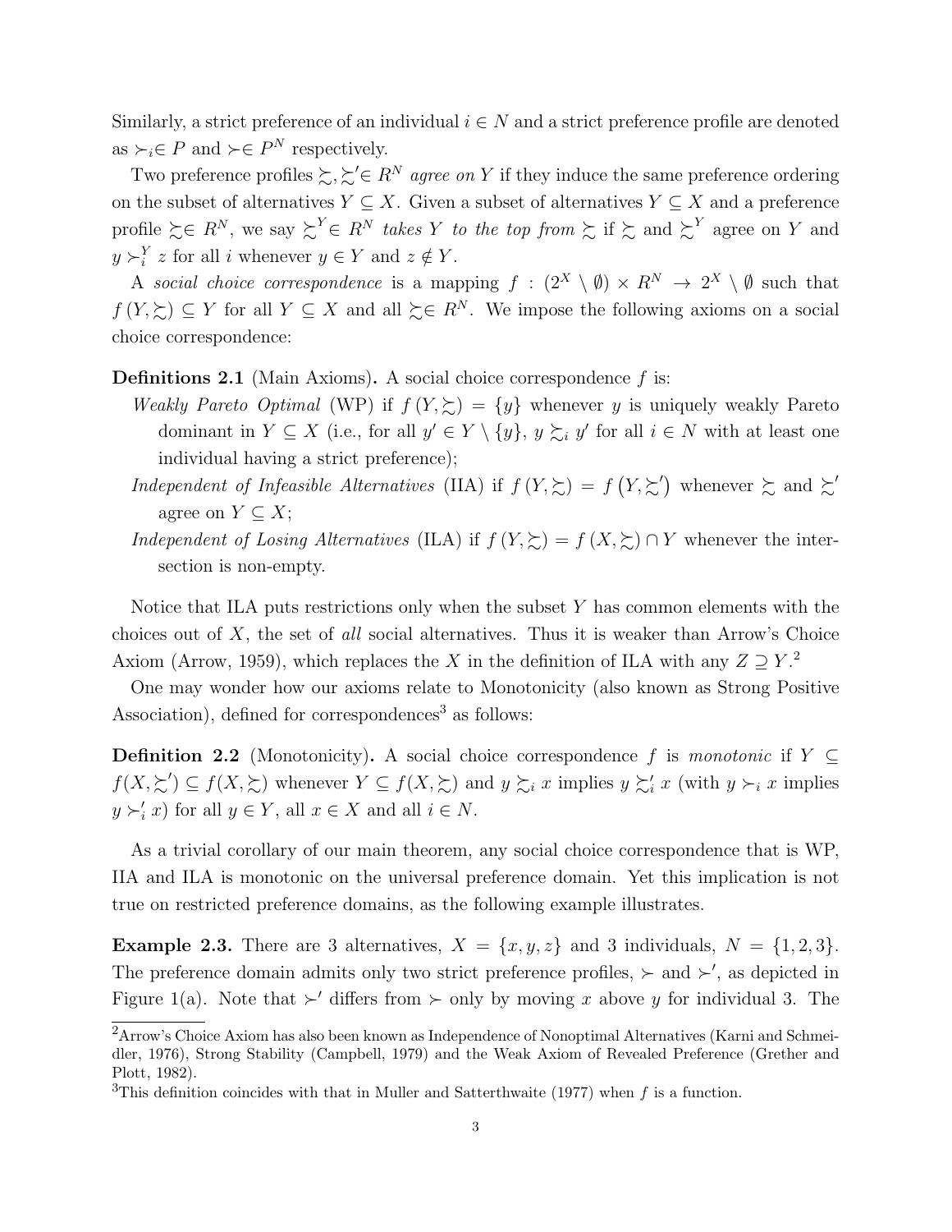Similarly, a strict preference of an individual $i \in N$ and a strict preference profile are denoted as $\succ_i \in P$ and $\succ \in P^N$ respectively.

Two preference profiles $\succsim, \succsim' \in R^N$ *agree on* $Y$ if they induce the same preference ordering on the subset of alternatives $Y \subseteq X$. Given a subset of alternatives $Y \subseteq X$ and a preference profile $\succsim \in R^N$, we say $\succsim^Y \in R^N$ *takes* $Y$ *to the top from* $\succsim$ if $\succsim$ and $\succsim^Y$ agree on $Y$ and $y \succ_i^Y z$ for all $i$ whenever $y \in Y$ and $z \notin Y$.

A *social choice correspondence* is a mapping $f : (2^X \setminus \emptyset) \times R^N \to 2^X \setminus \emptyset$ such that $f(Y, \succsim) \subseteq Y$ for all $Y \subseteq X$ and all $\succsim \in R^N$. We impose the following axioms on a social choice correspondence:

**Definitions 2.1** (Main Axioms)**.** A social choice correspondence $f$ is:

*Weakly Pareto Optimal* (WP) if $f(Y, \succsim) = \{y\}$ whenever $y$ is uniquely weakly Pareto dominant in $Y \subseteq X$ (i.e., for all $y' \in Y \setminus \{y\}$, $y \succsim_i y'$ for all $i \in N$ with at least one individual having a strict preference);

*Independent of Infeasible Alternatives* (IIA) if $f(Y, \succsim) = f(Y, \succsim')$ whenever $\succsim$ and $\succsim'$ agree on $Y \subseteq X$;

*Independent of Losing Alternatives* (ILA) if $f(Y, \succsim) = f(X, \succsim) \cap Y$ whenever the intersection is non-empty.

Notice that ILA puts restrictions only when the subset $Y$ has common elements with the choices out of $X$, the set of *all* social alternatives. Thus it is weaker than Arrow's Choice Axiom (Arrow, 1959), which replaces the $X$ in the definition of ILA with any $Z \supseteq Y$.[2]

One may wonder how our axioms relate to Monotonicity (also known as Strong Positive Association), defined for correspondences[3] as follows:

**Definition 2.2** (Monotonicity)**.** A social choice correspondence $f$ is *monotonic* if $Y \subseteq f(X, \succsim') \subseteq f(X, \succsim)$ whenever $Y \subseteq f(X, \succsim)$ and $y \succsim_i x$ implies $y \succsim_i' x$ (with $y \succ_i x$ implies $y \succ_i' x$) for all $y \in Y$, all $x \in X$ and all $i \in N$.

As a trivial corollary of our main theorem, any social choice correspondence that is WP, IIA and ILA is monotonic on the universal preference domain. Yet this implication is not true on restricted preference domains, as the following example illustrates.

**Example 2.3.** There are 3 alternatives, $X = \{x, y, z\}$ and 3 individuals, $N = \{1, 2, 3\}$. The preference domain admits only two strict preference profiles, $\succ$ and $\succ'$, as depicted in Figure 1(a). Note that $\succ'$ differs from $\succ$ only by moving $x$ above $y$ for individual 3. The

[2] Arrow's Choice Axiom has also been known as Independence of Nonoptimal Alternatives (Karni and Schmeidler, 1976), Strong Stability (Campbell, 1979) and the Weak Axiom of Revealed Preference (Grether and Plott, 1982).

[3] This definition coincides with that in Muller and Satterthwaite (1977) when $f$ is a function.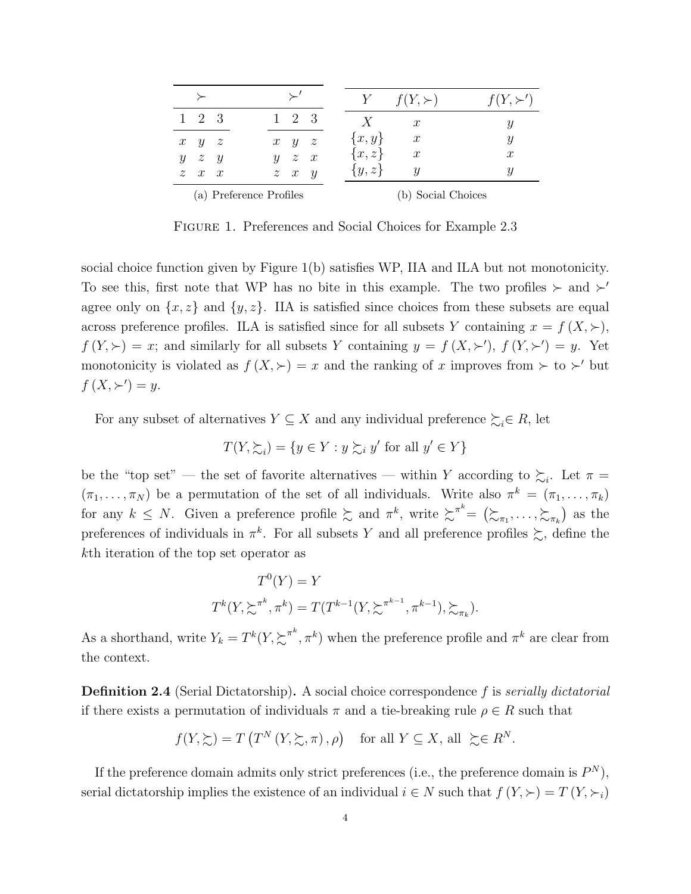| $\succ$ | | | | $\succ'$ | | |
|---|---|---|---|---|---|---|
| 1 | 2 | 3 | | 1 | 2 | 3 |
| $x$ | $y$ | $z$ | | $x$ | $y$ | $z$ |
| $y$ | $z$ | $y$ | | $y$ | $z$ | $x$ |
| $z$ | $x$ | $x$ | | $z$ | $x$ | $y$ |

(a) Preference Profiles

| $Y$ | $f(Y,\succ)$ | $f(Y,\succ')$ |
|---|---|---|
| $X$ | $x$ | $y$ |
| $\{x,y\}$ | $x$ | $y$ |
| $\{x,z\}$ | $x$ | $x$ |
| $\{y,z\}$ | $y$ | $y$ |

(b) Social Choices

FIGURE 1. Preferences and Social Choices for Example 2.3

social choice function given by Figure 1(b) satisfies WP, IIA and ILA but not monotonicity. To see this, first note that WP has no bite in this example. The two profiles $\succ$ and $\succ'$ agree only on $\{x,z\}$ and $\{y,z\}$. IIA is satisfied since choices from these subsets are equal across preference profiles. ILA is satisfied since for all subsets $Y$ containing $x = f(X,\succ)$, $f(Y,\succ) = x$; and similarly for all subsets $Y$ containing $y = f(X,\succ')$, $f(Y,\succ') = y$. Yet monotonicity is violated as $f(X,\succ) = x$ and the ranking of $x$ improves from $\succ$ to $\succ'$ but $f(X,\succ') = y$.

For any subset of alternatives $Y \subseteq X$ and any individual preference $\succsim_i \in R$, let

$$T(Y,\succsim_i) = \{y \in Y : y \succsim_i y' \text{ for all } y' \in Y\}$$

be the "top set" — the set of favorite alternatives — within $Y$ according to $\succsim_i$. Let $\pi = (\pi_1,\ldots,\pi_N)$ be a permutation of the set of all individuals. Write also $\pi^k = (\pi_1,\ldots,\pi_k)$ for any $k \leq N$. Given a preference profile $\succsim$ and $\pi^k$, write $\succsim^{\pi^k} = (\succsim_{\pi_1},\ldots,\succsim_{\pi_k})$ as the preferences of individuals in $\pi^k$. For all subsets $Y$ and all preference profiles $\succsim$, define the $k$th iteration of the top set operator as

$$T^0(Y) = Y$$
$$T^k(Y,\succsim^{\pi^k},\pi^k) = T(T^{k-1}(Y,\succsim^{\pi^{k-1}},\pi^{k-1}),\succsim_{\pi_k}).$$

As a shorthand, write $Y_k = T^k(Y,\succsim^{\pi^k},\pi^k)$ when the preference profile and $\pi^k$ are clear from the context.

**Definition 2.4** (Serial Dictatorship)**.** A social choice correspondence $f$ is *serially dictatorial* if there exists a permutation of individuals $\pi$ and a tie-breaking rule $\rho \in R$ such that

$$f(Y,\succsim) = T\left(T^N(Y,\succsim,\pi),\rho\right) \quad \text{for all } Y \subseteq X, \text{ all } \succsim \in R^N.$$

If the preference domain admits only strict preferences (i.e., the preference domain is $P^N$), serial dictatorship implies the existence of an individual $i \in N$ such that $f(Y,\succ) = T(Y,\succ_i)$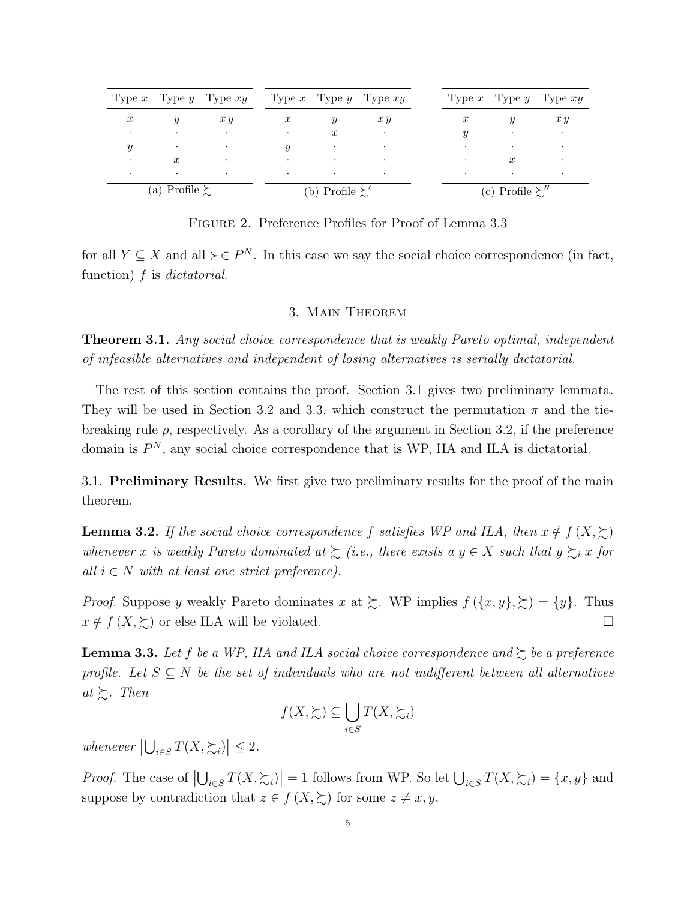| Type $x$ | Type $y$ | Type $xy$ |
|---|---|---|
| $x$ | $y$ | $x\,y$ |
| · | · | · |
| $y$ | · | · |
| · | $x$ | · |
| · | · | · |

(a) Profile $\succsim$

| Type $x$ | Type $y$ | Type $xy$ |
|---|---|---|
| $x$ | $y$ | $x\,y$ |
| · | $x$ | · |
| $y$ | · | · |
| · | · | · |
| · | · | · |

(b) Profile $\succsim'$

| Type $x$ | Type $y$ | Type $xy$ |
|---|---|---|
| $x$ | $y$ | $x\,y$ |
| $y$ | · | · |
| · | · | · |
| · | $x$ | · |
| · | · | · |

(c) Profile $\succsim''$

Figure 2. Preference Profiles for Proof of Lemma 3.3

for all $Y \subseteq X$ and all $\succ \in P^N$. In this case we say the social choice correspondence (in fact, function) $f$ is *dictatorial*.

## 3. Main Theorem

**Theorem 3.1.** *Any social choice correspondence that is weakly Pareto optimal, independent of infeasible alternatives and independent of losing alternatives is serially dictatorial.*

The rest of this section contains the proof. Section 3.1 gives two preliminary lemmata. They will be used in Section 3.2 and 3.3, which construct the permutation $\pi$ and the tie-breaking rule $\rho$, respectively. As a corollary of the argument in Section 3.2, if the preference domain is $P^N$, any social choice correspondence that is WP, IIA and ILA is dictatorial.

### 3.1. Preliminary Results.

We first give two preliminary results for the proof of the main theorem.

**Lemma 3.2.** *If the social choice correspondence $f$ satisfies WP and ILA, then $x \notin f(X, \succsim)$ whenever $x$ is weakly Pareto dominated at $\succsim$ (i.e., there exists a $y \in X$ such that $y \succsim_i x$ for all $i \in N$ with at least one strict preference).*

*Proof.* Suppose $y$ weakly Pareto dominates $x$ at $\succsim$. WP implies $f(\{x, y\}, \succsim) = \{y\}$. Thus $x \notin f(X, \succsim)$ or else ILA will be violated. □

**Lemma 3.3.** *Let $f$ be a WP, IIA and ILA social choice correspondence and $\succsim$ be a preference profile. Let $S \subseteq N$ be the set of individuals who are not indifferent between all alternatives at $\succsim$. Then*

$$f(X, \succsim) \subseteq \bigcup_{i \in S} T(X, \succsim_i)$$

*whenever* $\left|\bigcup_{i \in S} T(X, \succsim_i)\right| \leq 2$.

*Proof.* The case of $\left|\bigcup_{i \in S} T(X, \succsim_i)\right| = 1$ follows from WP. So let $\bigcup_{i \in S} T(X, \succsim_i) = \{x, y\}$ and suppose by contradiction that $z \in f(X, \succsim)$ for some $z \neq x, y$.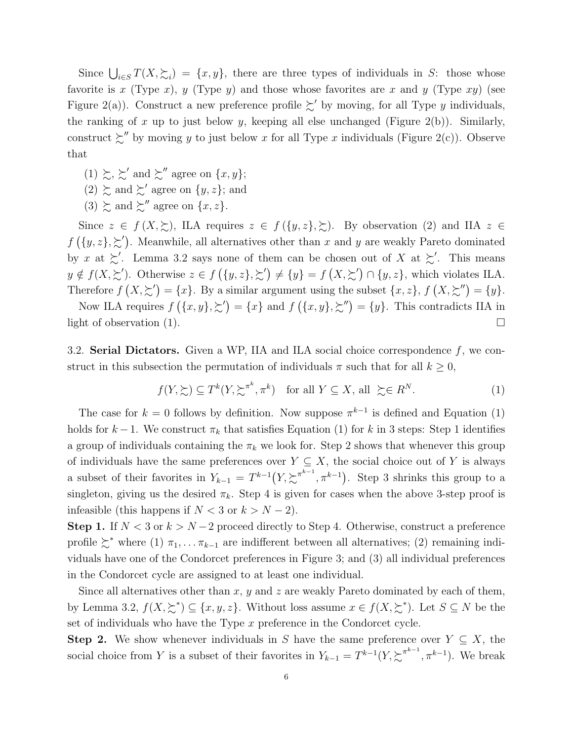Since $\bigcup_{i \in S} T(X, \succsim_i) = \{x, y\}$, there are three types of individuals in $S$: those whose favorite is $x$ (Type $x$), $y$ (Type $y$) and those whose favorites are $x$ and $y$ (Type $xy$) (see Figure 2(a)). Construct a new preference profile $\succsim'$ by moving, for all Type $y$ individuals, the ranking of $x$ up to just below $y$, keeping all else unchanged (Figure 2(b)). Similarly, construct $\succsim''$ by moving $y$ to just below $x$ for all Type $x$ individuals (Figure 2(c)). Observe that

(1) $\succsim$, $\succsim'$ and $\succsim''$ agree on $\{x, y\}$;
(2) $\succsim$ and $\succsim'$ agree on $\{y, z\}$; and
(3) $\succsim$ and $\succsim''$ agree on $\{x, z\}$.

Since $z \in f(X, \succsim)$, ILA requires $z \in f(\{y, z\}, \succsim)$. By observation (2) and IIA $z \in f(\{y, z\}, \succsim')$. Meanwhile, all alternatives other than $x$ and $y$ are weakly Pareto dominated by $x$ at $\succsim'$. Lemma 3.2 says none of them can be chosen out of $X$ at $\succsim'$. This means $y \notin f(X, \succsim')$. Otherwise $z \in f(\{y, z\}, \succsim') \neq \{y\} = f(X, \succsim') \cap \{y, z\}$, which violates ILA. Therefore $f(X, \succsim') = \{x\}$. By a similar argument using the subset $\{x, z\}$, $f(X, \succsim'') = \{y\}$.

Now ILA requires $f(\{x, y\}, \succsim') = \{x\}$ and $f(\{x, y\}, \succsim'') = \{y\}$. This contradicts IIA in light of observation (1). $\square$

3.2. **Serial Dictators.** Given a WP, IIA and ILA social choice correspondence $f$, we construct in this subsection the permutation of individuals $\pi$ such that for all $k \geq 0$,

$$f(Y, \succsim) \subseteq T^k(Y, \succsim^{\pi^k}, \pi^k) \quad \text{for all } Y \subseteq X, \text{ all } \succsim \in R^N. \tag{1}$$

The case for $k = 0$ follows by definition. Now suppose $\pi^{k-1}$ is defined and Equation (1) holds for $k-1$. We construct $\pi_k$ that satisfies Equation (1) for $k$ in 3 steps: Step 1 identifies a group of individuals containing the $\pi_k$ we look for. Step 2 shows that whenever this group of individuals have the same preferences over $Y \subseteq X$, the social choice out of $Y$ is always a subset of their favorites in $Y_{k-1} = T^{k-1}(Y, \succsim^{\pi^{k-1}}, \pi^{k-1})$. Step 3 shrinks this group to a singleton, giving us the desired $\pi_k$. Step 4 is given for cases when the above 3-step proof is infeasible (this happens if $N < 3$ or $k > N - 2$).

**Step 1.** If $N < 3$ or $k > N - 2$ proceed directly to Step 4. Otherwise, construct a preference profile $\succsim^*$ where (1) $\pi_1, \ldots \pi_{k-1}$ are indifferent between all alternatives; (2) remaining individuals have one of the Condorcet preferences in Figure 3; and (3) all individual preferences in the Condorcet cycle are assigned to at least one individual.

Since all alternatives other than $x$, $y$ and $z$ are weakly Pareto dominated by each of them, by Lemma 3.2, $f(X, \succsim^*) \subseteq \{x, y, z\}$. Without loss assume $x \in f(X, \succsim^*)$. Let $S \subseteq N$ be the set of individuals who have the Type $x$ preference in the Condorcet cycle.

**Step 2.** We show whenever individuals in $S$ have the same preference over $Y \subseteq X$, the social choice from $Y$ is a subset of their favorites in $Y_{k-1} = T^{k-1}(Y, \succsim^{\pi^{k-1}}, \pi^{k-1})$. We break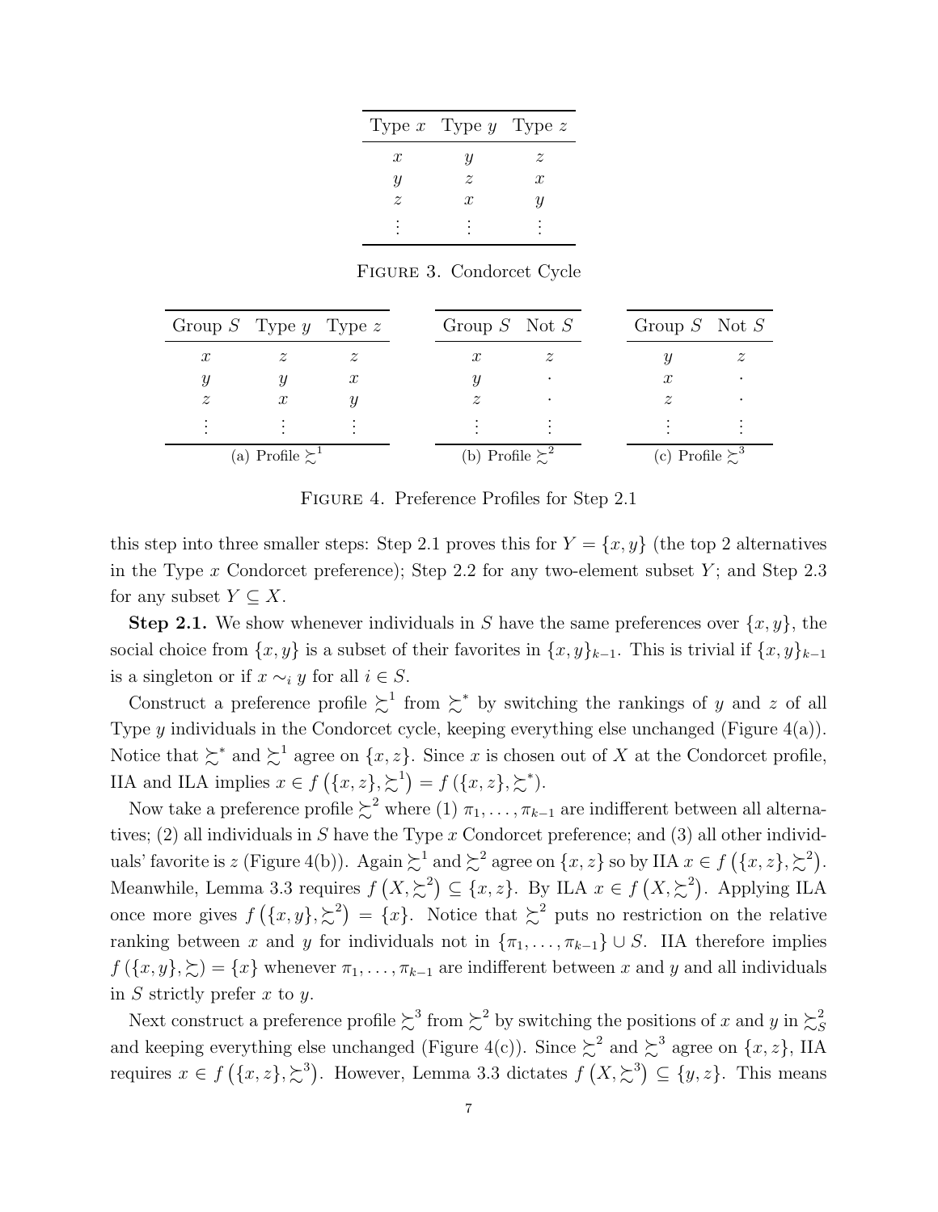| Type $x$ | Type $y$ | Type $z$ |
|---|---|---|
| $x$ | $y$ | $z$ |
| $y$ | $z$ | $x$ |
| $z$ | $x$ | $y$ |
| $\vdots$ | $\vdots$ | $\vdots$ |

FIGURE 3. Condorcet Cycle

| Group $S$ | Type $y$ | Type $z$ |
|---|---|---|
| $x$ | $z$ | $z$ |
| $y$ | $y$ | $x$ |
| $z$ | $x$ | $y$ |
| $\vdots$ | $\vdots$ | $\vdots$ |

(a) Profile $\succsim^1$

| Group $S$ | Not $S$ |
|---|---|
| $x$ | $z$ |
| $y$ | $\cdot$ |
| $z$ | $\cdot$ |
| $\vdots$ | $\vdots$ |

(b) Profile $\succsim^2$

| Group $S$ | Not $S$ |
|---|---|
| $y$ | $z$ |
| $x$ | $\cdot$ |
| $z$ | $\cdot$ |
| $\vdots$ | $\vdots$ |

(c) Profile $\succsim^3$

FIGURE 4. Preference Profiles for Step 2.1

this step into three smaller steps: Step 2.1 proves this for $Y = \{x, y\}$ (the top 2 alternatives in the Type $x$ Condorcet preference); Step 2.2 for any two-element subset $Y$; and Step 2.3 for any subset $Y \subseteq X$.

**Step 2.1.** We show whenever individuals in $S$ have the same preferences over $\{x, y\}$, the social choice from $\{x, y\}$ is a subset of their favorites in $\{x, y\}_{k-1}$. This is trivial if $\{x, y\}_{k-1}$ is a singleton or if $x \sim_i y$ for all $i \in S$.

Construct a preference profile $\succsim^1$ from $\succsim^*$ by switching the rankings of $y$ and $z$ of all Type $y$ individuals in the Condorcet cycle, keeping everything else unchanged (Figure 4(a)). Notice that $\succsim^*$ and $\succsim^1$ agree on $\{x, z\}$. Since $x$ is chosen out of $X$ at the Condorcet profile, IIA and ILA implies $x \in f\left(\{x, z\}, \succsim^1\right) = f\left(\{x, z\}, \succsim^*\right)$.

Now take a preference profile $\succsim^2$ where (1) $\pi_1, \ldots, \pi_{k-1}$ are indifferent between all alternatives; (2) all individuals in $S$ have the Type $x$ Condorcet preference; and (3) all other individuals' favorite is $z$ (Figure 4(b)). Again $\succsim^1$ and $\succsim^2$ agree on $\{x, z\}$ so by IIA $x \in f\left(\{x, z\}, \succsim^2\right)$. Meanwhile, Lemma 3.3 requires $f\left(X, \succsim^2\right) \subseteq \{x, z\}$. By ILA $x \in f\left(X, \succsim^2\right)$. Applying ILA once more gives $f\left(\{x, y\}, \succsim^2\right) = \{x\}$. Notice that $\succsim^2$ puts no restriction on the relative ranking between $x$ and $y$ for individuals not in $\{\pi_1, \ldots, \pi_{k-1}\} \cup S$. IIA therefore implies $f\left(\{x, y\}, \succsim\right) = \{x\}$ whenever $\pi_1, \ldots, \pi_{k-1}$ are indifferent between $x$ and $y$ and all individuals in $S$ strictly prefer $x$ to $y$.

Next construct a preference profile $\succsim^3$ from $\succsim^2$ by switching the positions of $x$ and $y$ in $\succsim^2_S$ and keeping everything else unchanged (Figure 4(c)). Since $\succsim^2$ and $\succsim^3$ agree on $\{x, z\}$, IIA requires $x \in f\left(\{x, z\}, \succsim^3\right)$. However, Lemma 3.3 dictates $f\left(X, \succsim^3\right) \subseteq \{y, z\}$. This means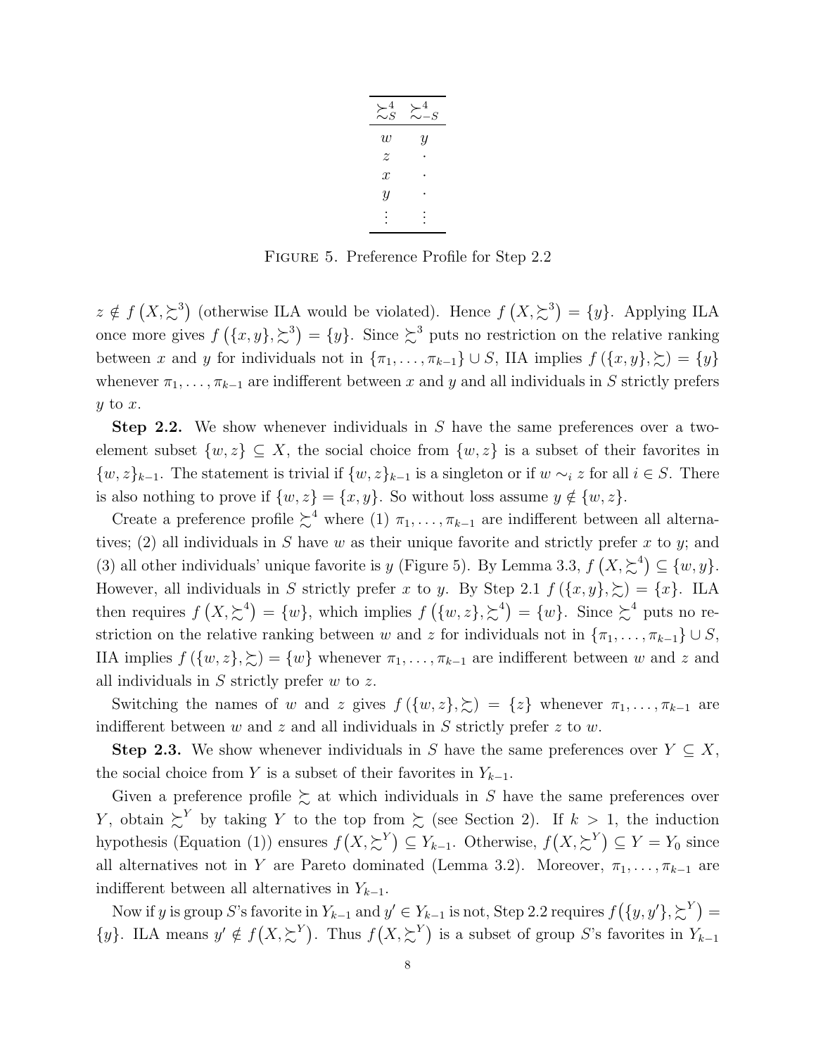| $\succsim_S^4$ | $\succsim_{-S}^4$ |
|---|---|
| $w$ | $y$ |
| $z$ | $\cdot$ |
| $x$ | $\cdot$ |
| $y$ | $\cdot$ |
| $\vdots$ | $\vdots$ |

Figure 5. Preference Profile for Step 2.2

$z \notin f\left(X, \succsim^3\right)$ (otherwise ILA would be violated). Hence $f\left(X, \succsim^3\right) = \{y\}$. Applying ILA once more gives $f\left(\{x, y\}, \succsim^3\right) = \{y\}$. Since $\succsim^3$ puts no restriction on the relative ranking between $x$ and $y$ for individuals not in $\{\pi_1, \ldots, \pi_{k-1}\} \cup S$, IIA implies $f\left(\{x, y\}, \succsim\right) = \{y\}$ whenever $\pi_1, \ldots, \pi_{k-1}$ are indifferent between $x$ and $y$ and all individuals in $S$ strictly prefers $y$ to $x$.

**Step 2.2.** We show whenever individuals in $S$ have the same preferences over a two-element subset $\{w, z\} \subseteq X$, the social choice from $\{w, z\}$ is a subset of their favorites in $\{w, z\}_{k-1}$. The statement is trivial if $\{w, z\}_{k-1}$ is a singleton or if $w \sim_i z$ for all $i \in S$. There is also nothing to prove if $\{w, z\} = \{x, y\}$. So without loss assume $y \notin \{w, z\}$.

Create a preference profile $\succsim^4$ where (1) $\pi_1, \ldots, \pi_{k-1}$ are indifferent between all alternatives; (2) all individuals in $S$ have $w$ as their unique favorite and strictly prefer $x$ to $y$; and (3) all other individuals' unique favorite is $y$ (Figure 5). By Lemma 3.3, $f\left(X, \succsim^4\right) \subseteq \{w, y\}$. However, all individuals in $S$ strictly prefer $x$ to $y$. By Step 2.1 $f\left(\{x, y\}, \succsim\right) = \{x\}$. ILA then requires $f\left(X, \succsim^4\right) = \{w\}$, which implies $f\left(\{w, z\}, \succsim^4\right) = \{w\}$. Since $\succsim^4$ puts no restriction on the relative ranking between $w$ and $z$ for individuals not in $\{\pi_1, \ldots, \pi_{k-1}\} \cup S$, IIA implies $f\left(\{w, z\}, \succsim\right) = \{w\}$ whenever $\pi_1, \ldots, \pi_{k-1}$ are indifferent between $w$ and $z$ and all individuals in $S$ strictly prefer $w$ to $z$.

Switching the names of $w$ and $z$ gives $f\left(\{w, z\}, \succsim\right) = \{z\}$ whenever $\pi_1, \ldots, \pi_{k-1}$ are indifferent between $w$ and $z$ and all individuals in $S$ strictly prefer $z$ to $w$.

**Step 2.3.** We show whenever individuals in $S$ have the same preferences over $Y \subseteq X$, the social choice from $Y$ is a subset of their favorites in $Y_{k-1}$.

Given a preference profile $\succsim$ at which individuals in $S$ have the same preferences over $Y$, obtain $\succsim^Y$ by taking $Y$ to the top from $\succsim$ (see Section 2). If $k > 1$, the induction hypothesis (Equation (1)) ensures $f\big(X, \succsim^Y\big) \subseteq Y_{k-1}$. Otherwise, $f\big(X, \succsim^Y\big) \subseteq Y = Y_0$ since all alternatives not in $Y$ are Pareto dominated (Lemma 3.2). Moreover, $\pi_1, \ldots, \pi_{k-1}$ are indifferent between all alternatives in $Y_{k-1}$.

Now if $y$ is group $S$'s favorite in $Y_{k-1}$ and $y' \in Y_{k-1}$ is not, Step 2.2 requires $f\big(\{y, y'\}, \succsim^Y\big) = \{y\}$. ILA means $y' \notin f\big(X, \succsim^Y\big)$. Thus $f\big(X, \succsim^Y\big)$ is a subset of group $S$'s favorites in $Y_{k-1}$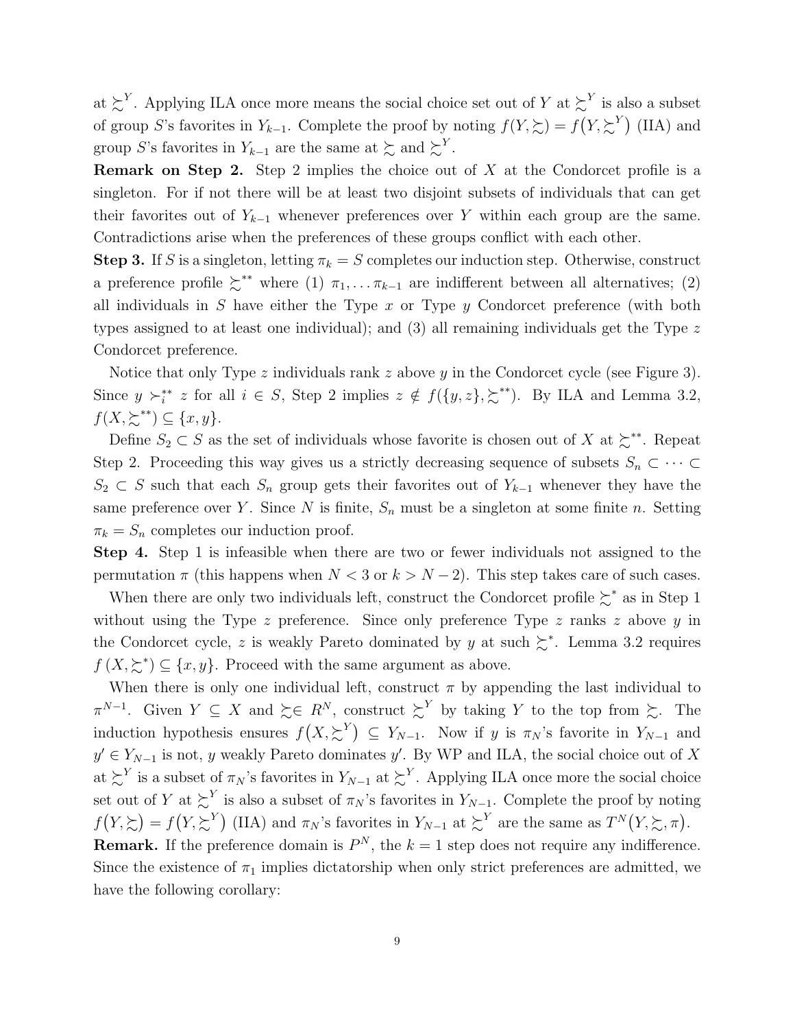at $\succsim^Y$. Applying ILA once more means the social choice set out of $Y$ at $\succsim^Y$ is also a subset of group $S$'s favorites in $Y_{k-1}$. Complete the proof by noting $f(Y, \succsim) = f\big(Y, \succsim^Y\big)$ (IIA) and group $S$'s favorites in $Y_{k-1}$ are the same at $\succsim$ and $\succsim^Y$.

**Remark on Step 2.** Step 2 implies the choice out of $X$ at the Condorcet profile is a singleton. For if not there will be at least two disjoint subsets of individuals that can get their favorites out of $Y_{k-1}$ whenever preferences over $Y$ within each group are the same. Contradictions arise when the preferences of these groups conflict with each other.

**Step 3.** If $S$ is a singleton, letting $\pi_k = S$ completes our induction step. Otherwise, construct a preference profile $\succsim^{**}$ where (1) $\pi_1, \ldots \pi_{k-1}$ are indifferent between all alternatives; (2) all individuals in $S$ have either the Type $x$ or Type $y$ Condorcet preference (with both types assigned to at least one individual); and (3) all remaining individuals get the Type $z$ Condorcet preference.

Notice that only Type $z$ individuals rank $z$ above $y$ in the Condorcet cycle (see Figure 3). Since $y \succ_i^{**} z$ for all $i \in S$, Step 2 implies $z \notin f(\{y, z\}, \succsim^{**})$. By ILA and Lemma 3.2, $f(X, \succsim^{**}) \subseteq \{x, y\}$.

Define $S_2 \subset S$ as the set of individuals whose favorite is chosen out of $X$ at $\succsim^{**}$. Repeat Step 2. Proceeding this way gives us a strictly decreasing sequence of subsets $S_n \subset \cdots \subset S_2 \subset S$ such that each $S_n$ group gets their favorites out of $Y_{k-1}$ whenever they have the same preference over $Y$. Since $N$ is finite, $S_n$ must be a singleton at some finite $n$. Setting $\pi_k = S_n$ completes our induction proof.

**Step 4.** Step 1 is infeasible when there are two or fewer individuals not assigned to the permutation $\pi$ (this happens when $N < 3$ or $k > N - 2$). This step takes care of such cases.

When there are only two individuals left, construct the Condorcet profile $\succsim^*$ as in Step 1 without using the Type $z$ preference. Since only preference Type $z$ ranks $z$ above $y$ in the Condorcet cycle, $z$ is weakly Pareto dominated by $y$ at such $\succsim^*$. Lemma 3.2 requires $f(X, \succsim^*) \subseteq \{x, y\}$. Proceed with the same argument as above.

When there is only one individual left, construct $\pi$ by appending the last individual to $\pi^{N-1}$. Given $Y \subseteq X$ and $\succsim \in R^N$, construct $\succsim^Y$ by taking $Y$ to the top from $\succsim$. The induction hypothesis ensures $f\big(X, \succsim^Y\big) \subseteq Y_{N-1}$. Now if $y$ is $\pi_N$'s favorite in $Y_{N-1}$ and $y' \in Y_{N-1}$ is not, $y$ weakly Pareto dominates $y'$. By WP and ILA, the social choice out of $X$ at $\succsim^Y$ is a subset of $\pi_N$'s favorites in $Y_{N-1}$ at $\succsim^Y$. Applying ILA once more the social choice set out of $Y$ at $\succsim^Y$ is also a subset of $\pi_N$'s favorites in $Y_{N-1}$. Complete the proof by noting $f\big(Y, \succsim\big) = f\big(Y, \succsim^Y\big)$ (IIA) and $\pi_N$'s favorites in $Y_{N-1}$ at $\succsim^Y$ are the same as $T^N\big(Y, \succsim, \pi\big)$.

**Remark.** If the preference domain is $P^N$, the $k = 1$ step does not require any indifference. Since the existence of $\pi_1$ implies dictatorship when only strict preferences are admitted, we have the following corollary: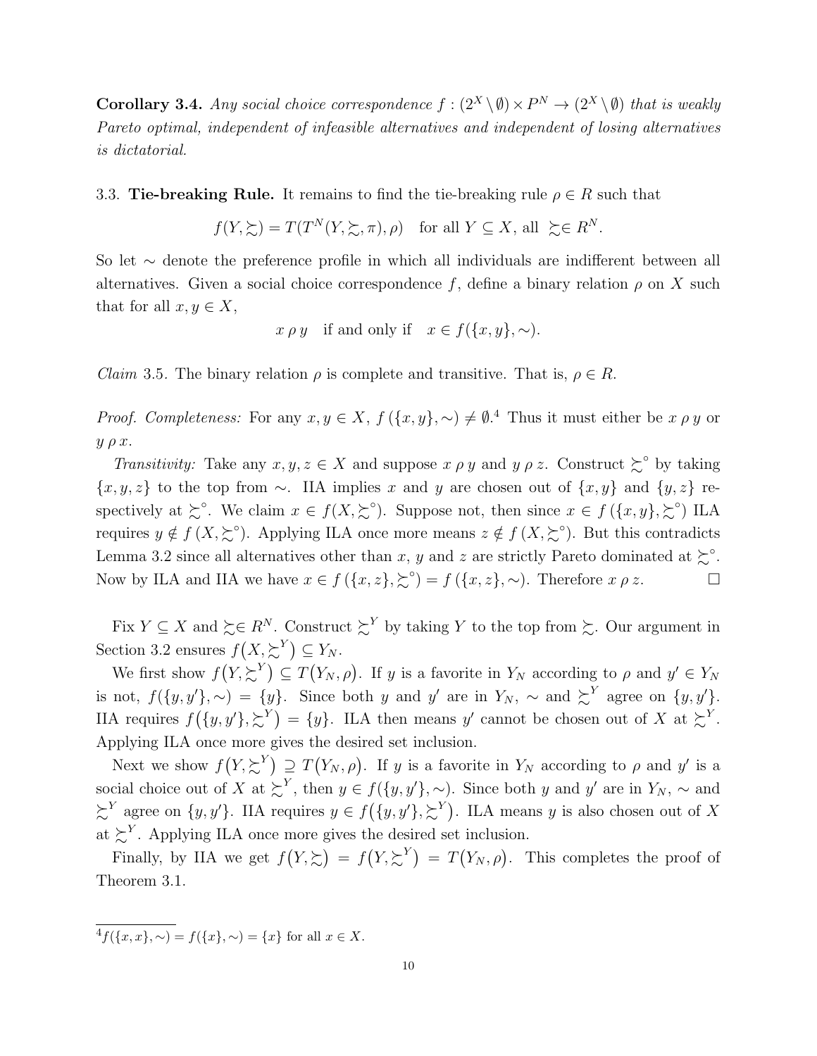**Corollary 3.4.** *Any social choice correspondence $f : (2^X \setminus \emptyset) \times P^N \to (2^X \setminus \emptyset)$ that is weakly Pareto optimal, independent of infeasible alternatives and independent of losing alternatives is dictatorial.*

3.3. **Tie-breaking Rule.** It remains to find the tie-breaking rule $\rho \in R$ such that

$$f(Y, \succsim) = T(T^N(Y, \succsim, \pi), \rho) \quad \text{for all } Y \subseteq X, \text{ all } \succsim \in R^N.$$

So let $\sim$ denote the preference profile in which all individuals are indifferent between all alternatives. Given a social choice correspondence $f$, define a binary relation $\rho$ on $X$ such that for all $x, y \in X$,

$$x \, \rho \, y \quad \text{if and only if} \quad x \in f(\{x, y\}, \sim).$$

*Claim* 3.5. The binary relation $\rho$ is complete and transitive. That is, $\rho \in R$.

*Proof. Completeness:* For any $x, y \in X$, $f(\{x, y\}, \sim) \neq \emptyset$.[4] Thus it must either be $x \, \rho \, y$ or $y \, \rho \, x$.

*Transitivity:* Take any $x, y, z \in X$ and suppose $x \, \rho \, y$ and $y \, \rho \, z$. Construct $\succsim^\circ$ by taking $\{x, y, z\}$ to the top from $\sim$. IIA implies $x$ and $y$ are chosen out of $\{x, y\}$ and $\{y, z\}$ respectively at $\succsim^\circ$. We claim $x \in f(X, \succsim^\circ)$. Suppose not, then since $x \in f(\{x, y\}, \succsim^\circ)$ ILA requires $y \notin f(X, \succsim^\circ)$. Applying ILA once more means $z \notin f(X, \succsim^\circ)$. But this contradicts Lemma 3.2 since all alternatives other than $x$, $y$ and $z$ are strictly Pareto dominated at $\succsim^\circ$. Now by ILA and IIA we have $x \in f(\{x, z\}, \succsim^\circ) = f(\{x, z\}, \sim)$. Therefore $x \, \rho \, z$. $\square$

Fix $Y \subseteq X$ and $\succsim \in R^N$. Construct $\succsim^Y$ by taking $Y$ to the top from $\succsim$. Our argument in Section 3.2 ensures $f(X, \succsim^Y) \subseteq Y_N$.

We first show $f(Y, \succsim^Y) \subseteq T(Y_N, \rho)$. If $y$ is a favorite in $Y_N$ according to $\rho$ and $y' \in Y_N$ is not, $f(\{y, y'\}, \sim) = \{y\}$. Since both $y$ and $y'$ are in $Y_N$, $\sim$ and $\succsim^Y$ agree on $\{y, y'\}$. IIA requires $f(\{y, y'\}, \succsim^Y) = \{y\}$. ILA then means $y'$ cannot be chosen out of $X$ at $\succsim^Y$. Applying ILA once more gives the desired set inclusion.

Next we show $f(Y, \succsim^Y) \supseteq T(Y_N, \rho)$. If $y$ is a favorite in $Y_N$ according to $\rho$ and $y'$ is a social choice out of $X$ at $\succsim^Y$, then $y \in f(\{y, y'\}, \sim)$. Since both $y$ and $y'$ are in $Y_N$, $\sim$ and $\succsim^Y$ agree on $\{y, y'\}$. IIA requires $y \in f(\{y, y'\}, \succsim^Y)$. ILA means $y$ is also chosen out of $X$ at $\succsim^Y$. Applying ILA once more gives the desired set inclusion.

Finally, by IIA we get $f(Y, \succsim) = f(Y, \succsim^Y) = T(Y_N, \rho)$. This completes the proof of Theorem 3.1.

---

[4] $f(\{x, x\}, \sim) = f(\{x\}, \sim) = \{x\}$ for all $x \in X$.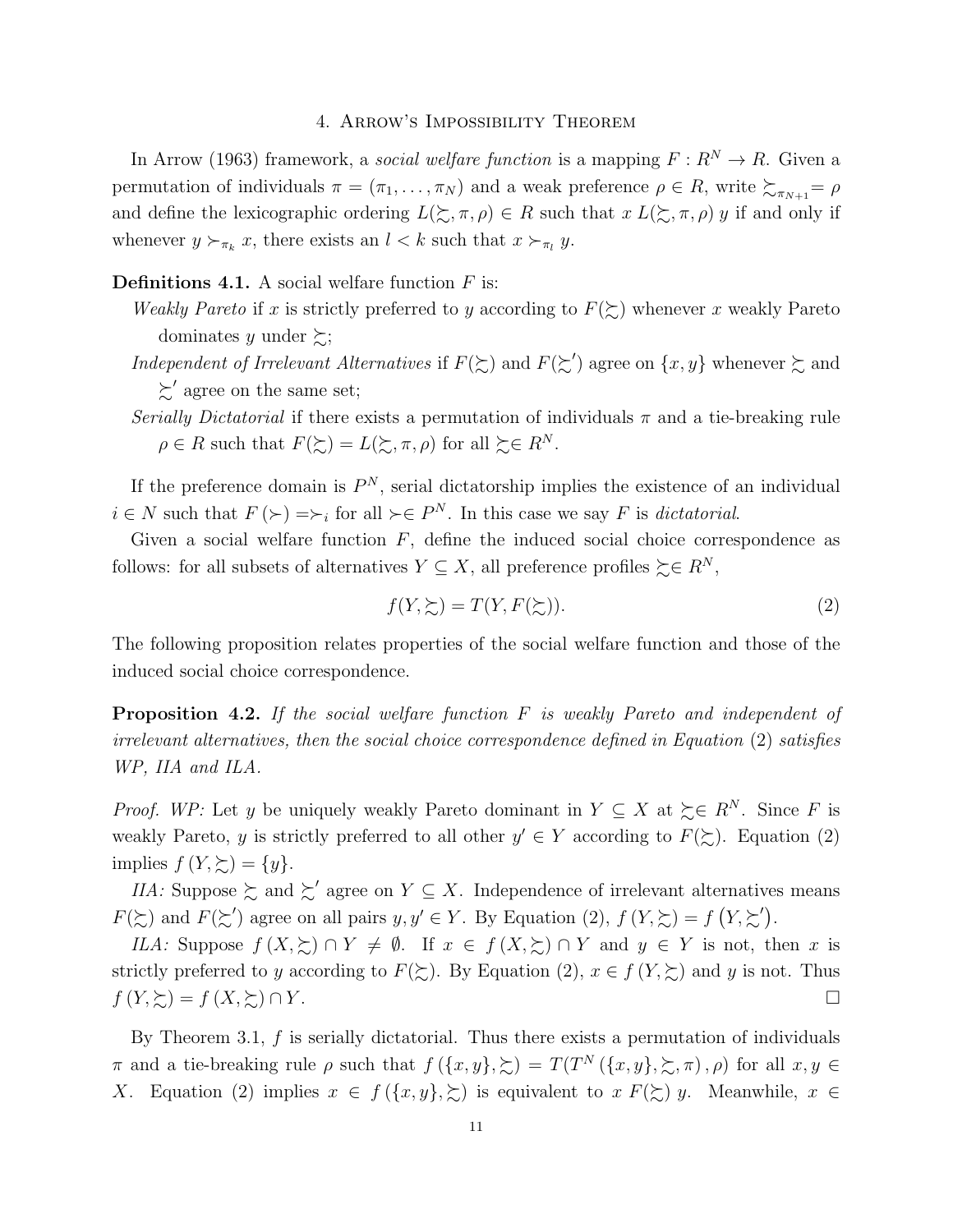## 4. Arrow's Impossibility Theorem

In Arrow (1963) framework, a *social welfare function* is a mapping $F : R^N \to R$. Given a permutation of individuals $\pi = (\pi_1, \ldots, \pi_N)$ and a weak preference $\rho \in R$, write $\succsim_{\pi_{N+1}} = \rho$ and define the lexicographic ordering $L(\succsim, \pi, \rho) \in R$ such that $x \, L(\succsim, \pi, \rho) \, y$ if and only if whenever $y \succ_{\pi_k} x$, there exists an $l < k$ such that $x \succ_{\pi_l} y$.

**Definitions 4.1.** A social welfare function $F$ is:

*Weakly Pareto* if $x$ is strictly preferred to $y$ according to $F(\succsim)$ whenever $x$ weakly Pareto dominates $y$ under $\succsim$;

*Independent of Irrelevant Alternatives* if $F(\succsim)$ and $F(\succsim')$ agree on $\{x, y\}$ whenever $\succsim$ and $\succsim'$ agree on the same set;

*Serially Dictatorial* if there exists a permutation of individuals $\pi$ and a tie-breaking rule $\rho \in R$ such that $F(\succsim) = L(\succsim, \pi, \rho)$ for all $\succsim \in R^N$.

If the preference domain is $P^N$, serial dictatorship implies the existence of an individual $i \in N$ such that $F(\succ) = \succ_i$ for all $\succ \in P^N$. In this case we say $F$ is *dictatorial*.

Given a social welfare function $F$, define the induced social choice correspondence as follows: for all subsets of alternatives $Y \subseteq X$, all preference profiles $\succsim \in R^N$,

$$f(Y, \succsim) = T(Y, F(\succsim)). \tag{2}$$

The following proposition relates properties of the social welfare function and those of the induced social choice correspondence.

**Proposition 4.2.** *If the social welfare function $F$ is weakly Pareto and independent of irrelevant alternatives, then the social choice correspondence defined in Equation* (2) *satisfies WP, IIA and ILA.*

*Proof. WP:* Let $y$ be uniquely weakly Pareto dominant in $Y \subseteq X$ at $\succsim \in R^N$. Since $F$ is weakly Pareto, $y$ is strictly preferred to all other $y' \in Y$ according to $F(\succsim)$. Equation (2) implies $f(Y, \succsim) = \{y\}$.

*IIA:* Suppose $\succsim$ and $\succsim'$ agree on $Y \subseteq X$. Independence of irrelevant alternatives means $F(\succsim)$ and $F(\succsim')$ agree on all pairs $y, y' \in Y$. By Equation (2), $f(Y, \succsim) = f(Y, \succsim')$.

*ILA:* Suppose $f(X, \succsim) \cap Y \neq \emptyset$. If $x \in f(X, \succsim) \cap Y$ and $y \in Y$ is not, then $x$ is strictly preferred to $y$ according to $F(\succsim)$. By Equation (2), $x \in f(Y, \succsim)$ and $y$ is not. Thus $f(Y, \succsim) = f(X, \succsim) \cap Y$. □

By Theorem 3.1, $f$ is serially dictatorial. Thus there exists a permutation of individuals $\pi$ and a tie-breaking rule $\rho$ such that $f(\{x, y\}, \succsim) = T(T^N(\{x, y\}, \succsim, \pi), \rho)$ for all $x, y \in X$. Equation (2) implies $x \in f(\{x, y\}, \succsim)$ is equivalent to $x \, F(\succsim) \, y$. Meanwhile, $x \in$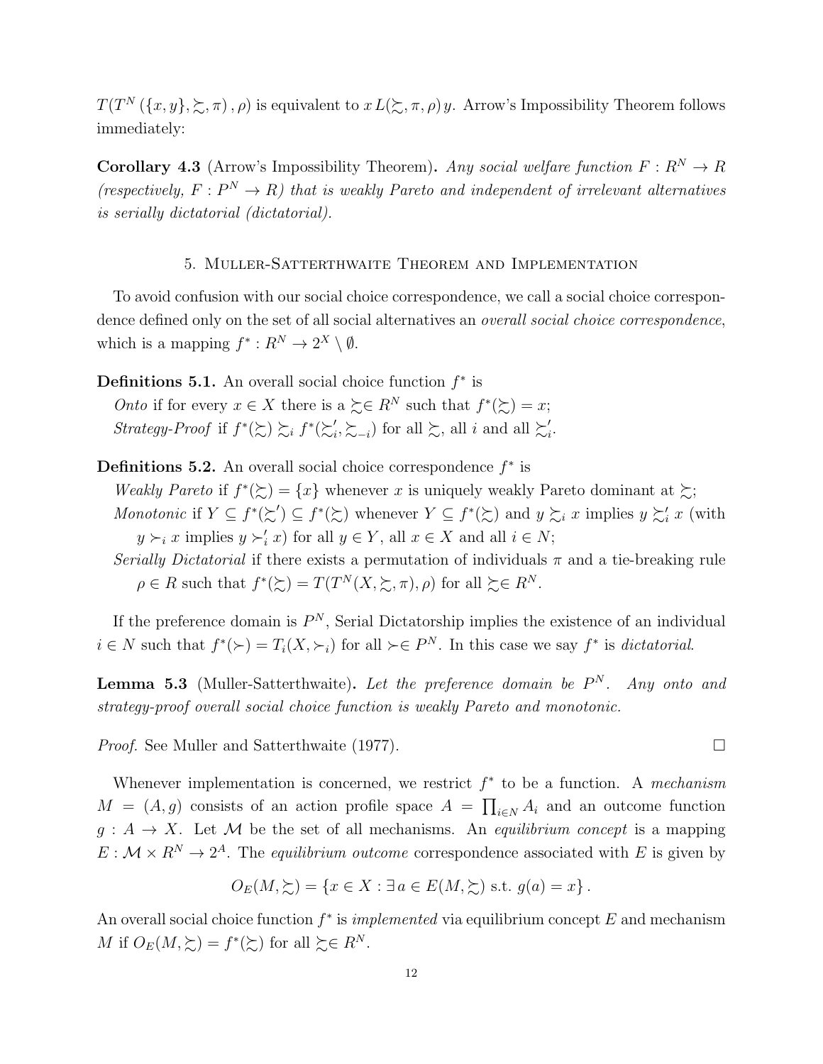$T(T^N(\{x,y\},\succsim,\pi),\rho)$ is equivalent to $x\,L(\succsim,\pi,\rho)\,y$. Arrow's Impossibility Theorem follows immediately:

**Corollary 4.3** (Arrow's Impossibility Theorem)**.** *Any social welfare function $F: R^N \to R$ (respectively, $F: P^N \to R$) that is weakly Pareto and independent of irrelevant alternatives is serially dictatorial (dictatorial).*

## 5. Muller-Satterthwaite Theorem and Implementation

To avoid confusion with our social choice correspondence, we call a social choice correspondence defined only on the set of all social alternatives an *overall social choice correspondence*, which is a mapping $f^*: R^N \to 2^X \setminus \emptyset$.

**Definitions 5.1.** An overall social choice function $f^*$ is
*Onto* if for every $x \in X$ there is a $\succsim \in R^N$ such that $f^*(\succsim) = x$;
*Strategy-Proof* if $f^*(\succsim) \succsim_i f^*(\succsim_i', \succsim_{-i})$ for all $\succsim$, all $i$ and all $\succsim_i'$.

**Definitions 5.2.** An overall social choice correspondence $f^*$ is
*Weakly Pareto* if $f^*(\succsim) = \{x\}$ whenever $x$ is uniquely weakly Pareto dominant at $\succsim$;
*Monotonic* if $Y \subseteq f^*(\succsim') \subseteq f^*(\succsim)$ whenever $Y \subseteq f^*(\succsim)$ and $y \succsim_i x$ implies $y \succsim_i' x$ (with $y \succ_i x$ implies $y \succ_i' x$) for all $y \in Y$, all $x \in X$ and all $i \in N$;
*Serially Dictatorial* if there exists a permutation of individuals $\pi$ and a tie-breaking rule $\rho \in R$ such that $f^*(\succsim) = T(T^N(X,\succsim,\pi),\rho)$ for all $\succsim \in R^N$.

If the preference domain is $P^N$, Serial Dictatorship implies the existence of an individual $i \in N$ such that $f^*(\succ) = T_i(X,\succ_i)$ for all $\succ \in P^N$. In this case we say $f^*$ is *dictatorial*.

**Lemma 5.3** (Muller-Satterthwaite)**.** *Let the preference domain be $P^N$. Any onto and strategy-proof overall social choice function is weakly Pareto and monotonic.*

*Proof.* See Muller and Satterthwaite (1977). □

Whenever implementation is concerned, we restrict $f^*$ to be a function. A *mechanism* $M = (A, g)$ consists of an action profile space $A = \prod_{i \in N} A_i$ and an outcome function $g: A \to X$. Let $\mathcal{M}$ be the set of all mechanisms. An *equilibrium concept* is a mapping $E: \mathcal{M} \times R^N \to 2^A$. The *equilibrium outcome* correspondence associated with $E$ is given by

$$O_E(M,\succsim) = \{x \in X : \exists\, a \in E(M,\succsim) \text{ s.t. } g(a) = x\}.$$

An overall social choice function $f^*$ is *implemented* via equilibrium concept $E$ and mechanism $M$ if $O_E(M,\succsim) = f^*(\succsim)$ for all $\succsim \in R^N$.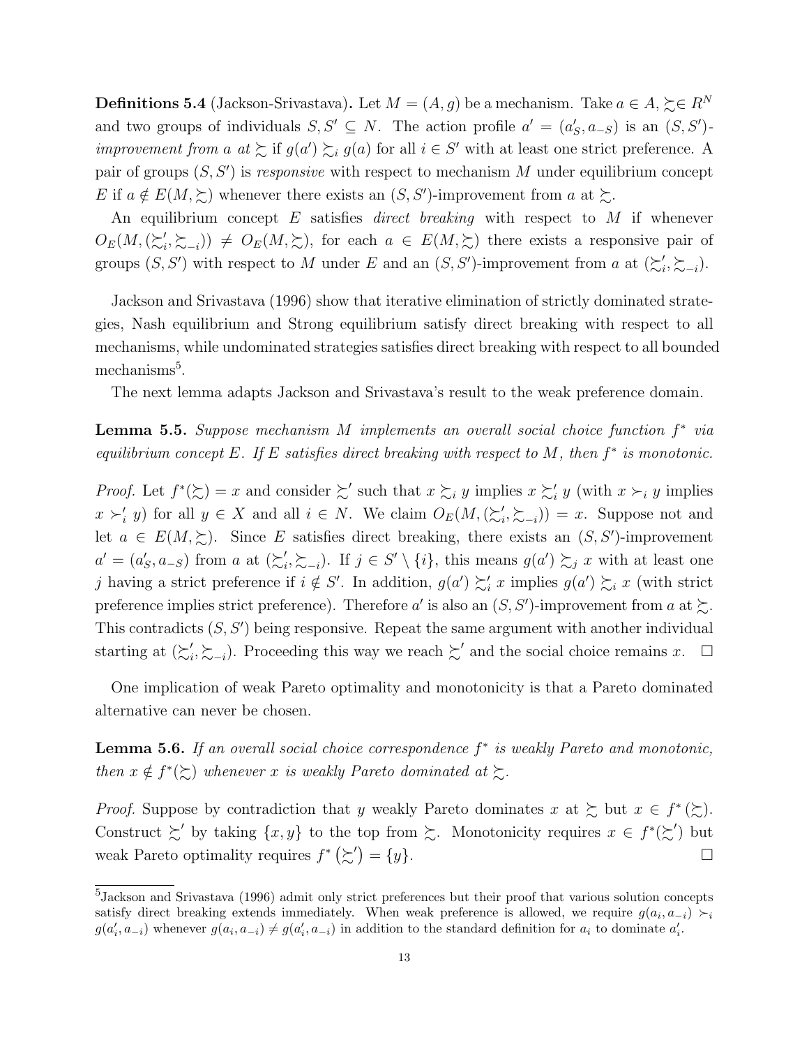**Definitions 5.4** (Jackson-Srivastava)**.** Let $M = (A, g)$ be a mechanism. Take $a \in A$, $\succsim \in R^N$ and two groups of individuals $S, S' \subseteq N$. The action profile $a' = (a'_S, a_{-S})$ is an $(S, S')$-*improvement from* $a$ *at* $\succsim$ if $g(a') \succsim_i g(a)$ for all $i \in S'$ with at least one strict preference. A pair of groups $(S, S')$ is *responsive* with respect to mechanism $M$ under equilibrium concept $E$ if $a \notin E(M, \succsim)$ whenever there exists an $(S, S')$-improvement from $a$ at $\succsim$.

An equilibrium concept $E$ satisfies *direct breaking* with respect to $M$ if whenever $O_E(M, (\succsim'_i, \succsim_{-i})) \neq O_E(M, \succsim)$, for each $a \in E(M, \succsim)$ there exists a responsive pair of groups $(S, S')$ with respect to $M$ under $E$ and an $(S, S')$-improvement from $a$ at $(\succsim'_i, \succsim_{-i})$.

Jackson and Srivastava (1996) show that iterative elimination of strictly dominated strategies, Nash equilibrium and Strong equilibrium satisfy direct breaking with respect to all mechanisms, while undominated strategies satisfies direct breaking with respect to all bounded mechanisms[5].

The next lemma adapts Jackson and Srivastava's result to the weak preference domain.

**Lemma 5.5.** *Suppose mechanism $M$ implements an overall social choice function $f^*$ via equilibrium concept $E$. If $E$ satisfies direct breaking with respect to $M$, then $f^*$ is monotonic.*

*Proof.* Let $f^*(\succsim) = x$ and consider $\succsim'$ such that $x \succsim_i y$ implies $x \succsim'_i y$ (with $x \succ_i y$ implies $x \succ'_i y$) for all $y \in X$ and all $i \in N$. We claim $O_E(M, (\succsim'_i, \succsim_{-i})) = x$. Suppose not and let $a \in E(M, \succsim)$. Since $E$ satisfies direct breaking, there exists an $(S, S')$-improvement $a' = (a'_S, a_{-S})$ from $a$ at $(\succsim'_i, \succsim_{-i})$. If $j \in S' \setminus \{i\}$, this means $g(a') \succsim_j x$ with at least one $j$ having a strict preference if $i \notin S'$. In addition, $g(a') \succsim'_i x$ implies $g(a') \succsim_i x$ (with strict preference implies strict preference). Therefore $a'$ is also an $(S, S')$-improvement from $a$ at $\succsim$. This contradicts $(S, S')$ being responsive. Repeat the same argument with another individual starting at $(\succsim'_i, \succsim_{-i})$. Proceeding this way we reach $\succsim'$ and the social choice remains $x$. $\square$

One implication of weak Pareto optimality and monotonicity is that a Pareto dominated alternative can never be chosen.

**Lemma 5.6.** *If an overall social choice correspondence $f^*$ is weakly Pareto and monotonic, then $x \notin f^*(\succsim)$ whenever $x$ is weakly Pareto dominated at $\succsim$.*

*Proof.* Suppose by contradiction that $y$ weakly Pareto dominates $x$ at $\succsim$ but $x \in f^*(\succsim)$. Construct $\succsim'$ by taking $\{x, y\}$ to the top from $\succsim$. Monotonicity requires $x \in f^*(\succsim')$ but weak Pareto optimality requires $f^*(\succsim') = \{y\}$. $\square$

[5] Jackson and Srivastava (1996) admit only strict preferences but their proof that various solution concepts satisfy direct breaking extends immediately. When weak preference is allowed, we require $g(a_i, a_{-i}) \succ_i g(a'_i, a_{-i})$ whenever $g(a_i, a_{-i}) \neq g(a'_i, a_{-i})$ in addition to the standard definition for $a_i$ to dominate $a'_i$.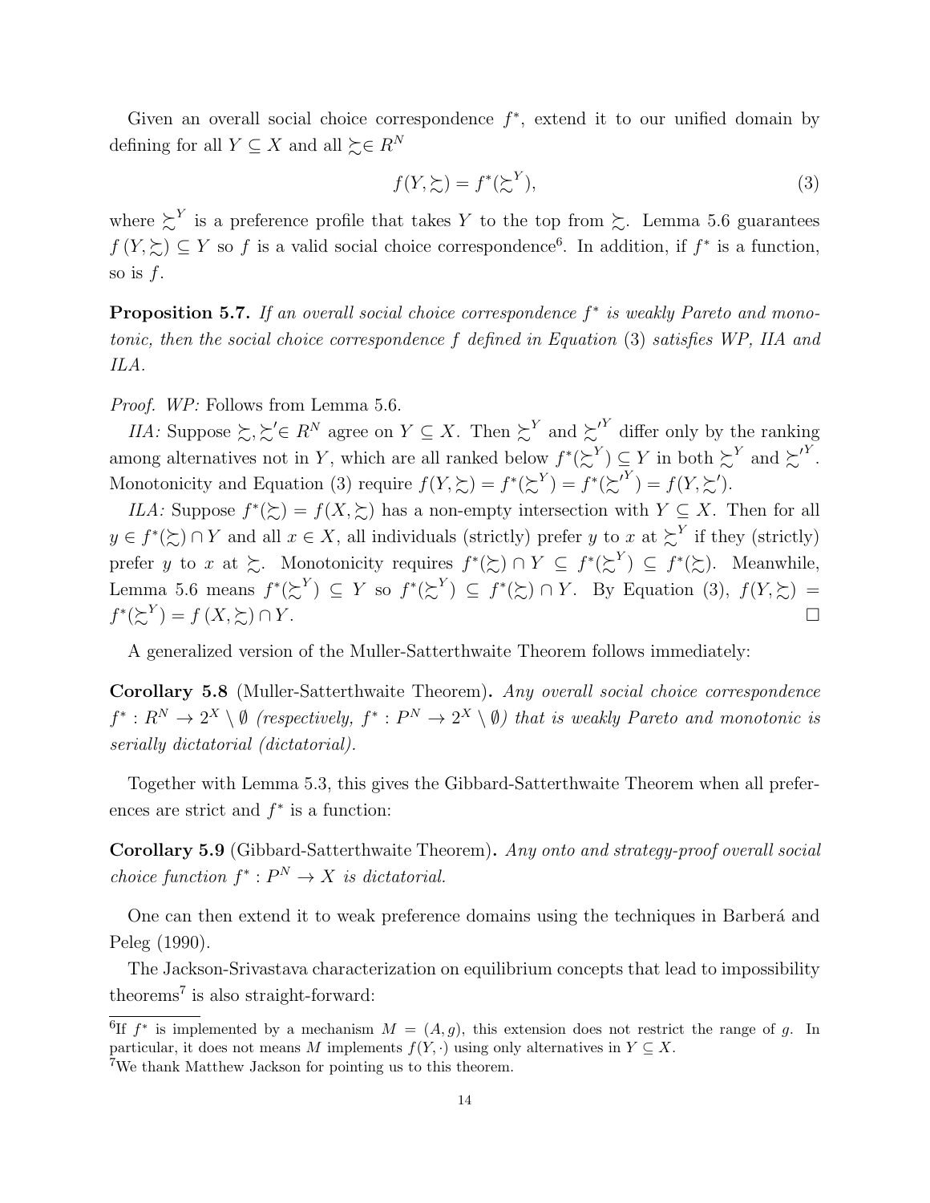Given an overall social choice correspondence $f^*$, extend it to our unified domain by defining for all $Y \subseteq X$ and all $\succsim \in R^N$

$$f(Y, \succsim) = f^*(\succsim^Y), \tag{3}$$

where $\succsim^Y$ is a preference profile that takes $Y$ to the top from $\succsim$. Lemma 5.6 guarantees $f(Y, \succsim) \subseteq Y$ so $f$ is a valid social choice correspondence[6]. In addition, if $f^*$ is a function, so is $f$.

**Proposition 5.7.** *If an overall social choice correspondence $f^*$ is weakly Pareto and monotonic, then the social choice correspondence $f$ defined in Equation* (3) *satisfies WP, IIA and ILA.*

*Proof. WP:* Follows from Lemma 5.6.

*IIA:* Suppose $\succsim, \succsim' \in R^N$ agree on $Y \subseteq X$. Then $\succsim^Y$ and $\succsim'^Y$ differ only by the ranking among alternatives not in $Y$, which are all ranked below $f^*(\succsim^Y) \subseteq Y$ in both $\succsim^Y$ and $\succsim'^Y$. Monotonicity and Equation (3) require $f(Y, \succsim) = f^*(\succsim^Y) = f^*(\succsim'^Y) = f(Y, \succsim')$.

*ILA:* Suppose $f^*(\succsim) = f(X, \succsim)$ has a non-empty intersection with $Y \subseteq X$. Then for all $y \in f^*(\succsim) \cap Y$ and all $x \in X$, all individuals (strictly) prefer $y$ to $x$ at $\succsim^Y$ if they (strictly) prefer $y$ to $x$ at $\succsim$. Monotonicity requires $f^*(\succsim) \cap Y \subseteq f^*(\succsim^Y) \subseteq f^*(\succsim)$. Meanwhile, Lemma 5.6 means $f^*(\succsim^Y) \subseteq Y$ so $f^*(\succsim^Y) \subseteq f^*(\succsim) \cap Y$. By Equation (3), $f(Y, \succsim) = f^*(\succsim^Y) = f(X, \succsim) \cap Y$. $\square$

A generalized version of the Muller-Satterthwaite Theorem follows immediately:

**Corollary 5.8** (Muller-Satterthwaite Theorem)**.** *Any overall social choice correspondence $f^* : R^N \to 2^X \setminus \emptyset$ (respectively, $f^* : P^N \to 2^X \setminus \emptyset$) that is weakly Pareto and monotonic is serially dictatorial (dictatorial).*

Together with Lemma 5.3, this gives the Gibbard-Satterthwaite Theorem when all preferences are strict and $f^*$ is a function:

**Corollary 5.9** (Gibbard-Satterthwaite Theorem)**.** *Any onto and strategy-proof overall social choice function $f^* : P^N \to X$ is dictatorial.*

One can then extend it to weak preference domains using the techniques in Barberá and Peleg (1990).

The Jackson-Srivastava characterization on equilibrium concepts that lead to impossibility theorems[7] is also straight-forward:

---

[6] If $f^*$ is implemented by a mechanism $M = (A, g)$, this extension does not restrict the range of $g$. In particular, it does not means $M$ implements $f(Y, \cdot)$ using only alternatives in $Y \subseteq X$.

[7] We thank Matthew Jackson for pointing us to this theorem.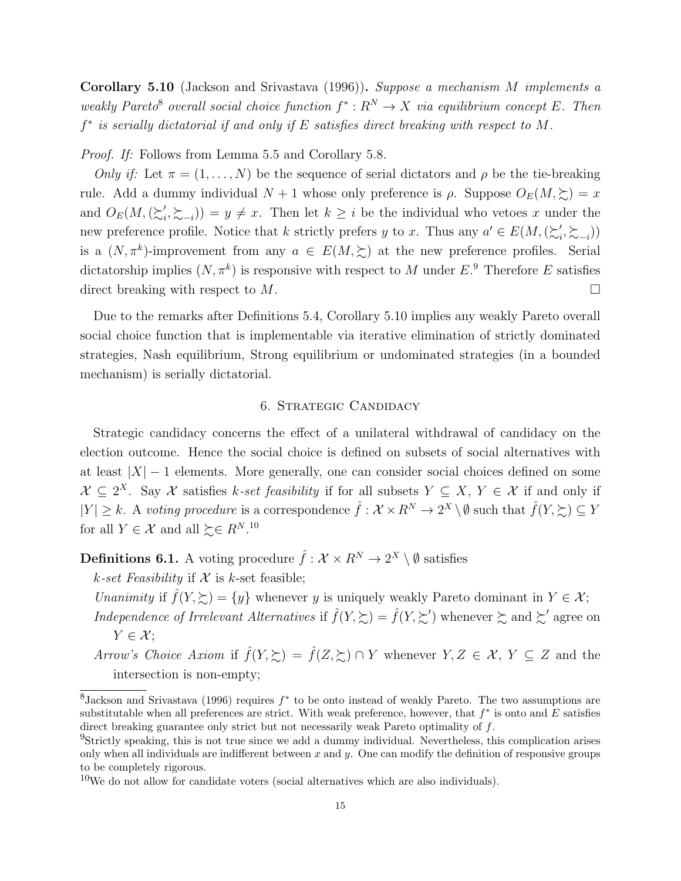**Corollary 5.10** (Jackson and Srivastava (1996))**.** *Suppose a mechanism $M$ implements a weakly Pareto*[8] *overall social choice function $f^* : R^N \to X$ via equilibrium concept $E$. Then $f^*$ is serially dictatorial if and only if $E$ satisfies direct breaking with respect to $M$.*

*Proof. If:* Follows from Lemma 5.5 and Corollary 5.8.

*Only if:* Let $\pi = (1, \ldots, N)$ be the sequence of serial dictators and $\rho$ be the tie-breaking rule. Add a dummy individual $N+1$ whose only preference is $\rho$. Suppose $O_E(M, \succsim) = x$ and $O_E(M, (\succsim_i', \succsim_{-i})) = y \neq x$. Then let $k \geq i$ be the individual who vetoes $x$ under the new preference profile. Notice that $k$ strictly prefers $y$ to $x$. Thus any $a' \in E(M, (\succsim_i', \succsim_{-i}))$ is a $(N, \pi^k)$-improvement from any $a \in E(M, \succsim)$ at the new preference profiles. Serial dictatorship implies $(N, \pi^k)$ is responsive with respect to $M$ under $E$.[9] Therefore $E$ satisfies direct breaking with respect to $M$. $\square$

Due to the remarks after Definitions 5.4, Corollary 5.10 implies any weakly Pareto overall social choice function that is implementable via iterative elimination of strictly dominated strategies, Nash equilibrium, Strong equilibrium or undominated strategies (in a bounded mechanism) is serially dictatorial.

## 6. Strategic Candidacy

Strategic candidacy concerns the effect of a unilateral withdrawal of candidacy on the election outcome. Hence the social choice is defined on subsets of social alternatives with at least $|X| - 1$ elements. More generally, one can consider social choices defined on some $\mathcal{X} \subseteq 2^X$. Say $\mathcal{X}$ satisfies *$k$-set feasibility* if for all subsets $Y \subseteq X$, $Y \in \mathcal{X}$ if and only if $|Y| \geq k$. A *voting procedure* is a correspondence $\hat{f} : \mathcal{X} \times R^N \to 2^X \setminus \emptyset$ such that $\hat{f}(Y, \succsim) \subseteq Y$ for all $Y \in \mathcal{X}$ and all $\succsim \in R^N$.[10]

**Definitions 6.1.** A voting procedure $\hat{f} : \mathcal{X} \times R^N \to 2^X \setminus \emptyset$ satisfies

*$k$-set Feasibility* if $\mathcal{X}$ is $k$-set feasible;

*Unanimity* if $\hat{f}(Y, \succsim) = \{y\}$ whenever $y$ is uniquely weakly Pareto dominant in $Y \in \mathcal{X}$;

*Independence of Irrelevant Alternatives* if $\hat{f}(Y, \succsim) = \hat{f}(Y, \succsim')$ whenever $\succsim$ and $\succsim'$ agree on $Y \in \mathcal{X}$;

*Arrow's Choice Axiom* if $\hat{f}(Y, \succsim) = \hat{f}(Z, \succsim) \cap Y$ whenever $Y, Z \in \mathcal{X}$, $Y \subseteq Z$ and the intersection is non-empty;

---

[8] Jackson and Srivastava (1996) requires $f^*$ to be onto instead of weakly Pareto. The two assumptions are substitutable when all preferences are strict. With weak preference, however, that $f^*$ is onto and $E$ satisfies direct breaking guarantee only strict but not necessarily weak Pareto optimality of $f$.

[9] Strictly speaking, this is not true since we add a dummy individual. Nevertheless, this complication arises only when all individuals are indifferent between $x$ and $y$. One can modify the definition of responsive groups to be completely rigorous.

[10] We do not allow for candidate voters (social alternatives which are also individuals).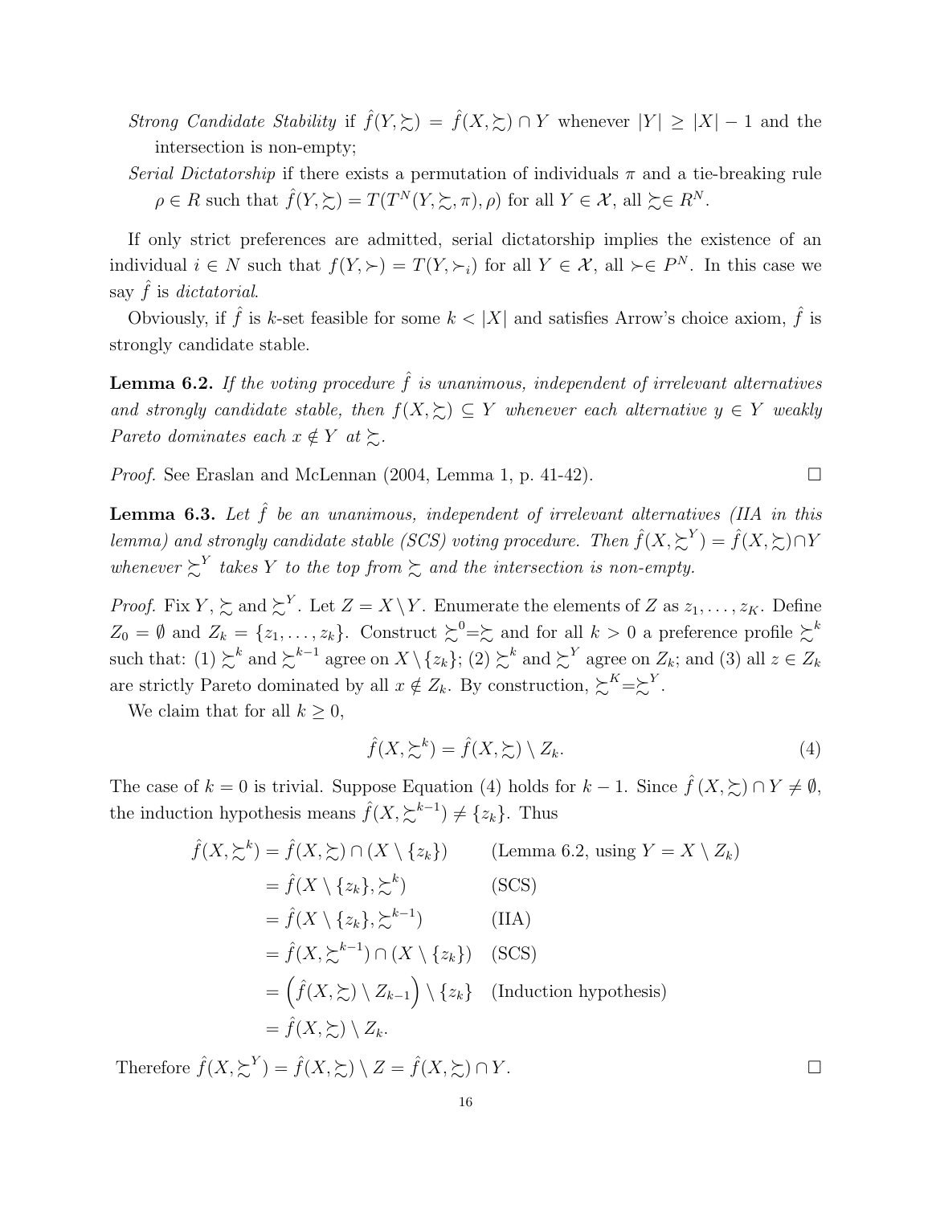*Strong Candidate Stability* if $\hat{f}(Y, \succsim) = \hat{f}(X, \succsim) \cap Y$ whenever $|Y| \geq |X| - 1$ and the intersection is non-empty;

*Serial Dictatorship* if there exists a permutation of individuals $\pi$ and a tie-breaking rule $\rho \in R$ such that $\hat{f}(Y, \succsim) = T(T^N(Y, \succsim, \pi), \rho)$ for all $Y \in \mathcal{X}$, all $\succsim \in R^N$.

If only strict preferences are admitted, serial dictatorship implies the existence of an individual $i \in N$ such that $f(Y, \succ) = T(Y, \succ_i)$ for all $Y \in \mathcal{X}$, all $\succ \in P^N$. In this case we say $\hat{f}$ is *dictatorial*.

Obviously, if $\hat{f}$ is $k$-set feasible for some $k < |X|$ and satisfies Arrow's choice axiom, $\hat{f}$ is strongly candidate stable.

**Lemma 6.2.** *If the voting procedure $\hat{f}$ is unanimous, independent of irrelevant alternatives and strongly candidate stable, then $f(X, \succsim) \subseteq Y$ whenever each alternative $y \in Y$ weakly Pareto dominates each $x \notin Y$ at $\succsim$.*

*Proof.* See Eraslan and McLennan (2004, Lemma 1, p. 41-42). □

**Lemma 6.3.** *Let $\hat{f}$ be an unanimous, independent of irrelevant alternatives (IIA in this lemma) and strongly candidate stable (SCS) voting procedure. Then $\hat{f}(X, \succsim^Y) = \hat{f}(X, \succsim) \cap Y$ whenever $\succsim^Y$ takes $Y$ to the top from $\succsim$ and the intersection is non-empty.*

*Proof.* Fix $Y$, $\succsim$ and $\succsim^Y$. Let $Z = X \setminus Y$. Enumerate the elements of $Z$ as $z_1, \ldots, z_K$. Define $Z_0 = \emptyset$ and $Z_k = \{z_1, \ldots, z_k\}$. Construct $\succsim^0 = \succsim$ and for all $k > 0$ a preference profile $\succsim^k$ such that: (1) $\succsim^k$ and $\succsim^{k-1}$ agree on $X \setminus \{z_k\}$; (2) $\succsim^k$ and $\succsim^Y$ agree on $Z_k$; and (3) all $z \in Z_k$ are strictly Pareto dominated by all $x \notin Z_k$. By construction, $\succsim^K = \succsim^Y$.

We claim that for all $k \geq 0$,

$$\hat{f}(X, \succsim^k) = \hat{f}(X, \succsim) \setminus Z_k. \tag{4}$$

The case of $k = 0$ is trivial. Suppose Equation (4) holds for $k - 1$. Since $\hat{f}(X, \succsim) \cap Y \neq \emptyset$, the induction hypothesis means $\hat{f}(X, \succsim^{k-1}) \neq \{z_k\}$. Thus

$$\begin{aligned}
\hat{f}(X, \succsim^k) &= \hat{f}(X, \succsim) \cap (X \setminus \{z_k\}) && \text{(Lemma 6.2, using } Y = X \setminus Z_k\text{)} \\
&= \hat{f}(X \setminus \{z_k\}, \succsim^k) && \text{(SCS)} \\
&= \hat{f}(X \setminus \{z_k\}, \succsim^{k-1}) && \text{(IIA)} \\
&= \hat{f}(X, \succsim^{k-1}) \cap (X \setminus \{z_k\}) && \text{(SCS)} \\
&= \left(\hat{f}(X, \succsim) \setminus Z_{k-1}\right) \setminus \{z_k\} && \text{(Induction hypothesis)} \\
&= \hat{f}(X, \succsim) \setminus Z_k.
\end{aligned}$$

Therefore $\hat{f}(X, \succsim^Y) = \hat{f}(X, \succsim) \setminus Z = \hat{f}(X, \succsim) \cap Y$. □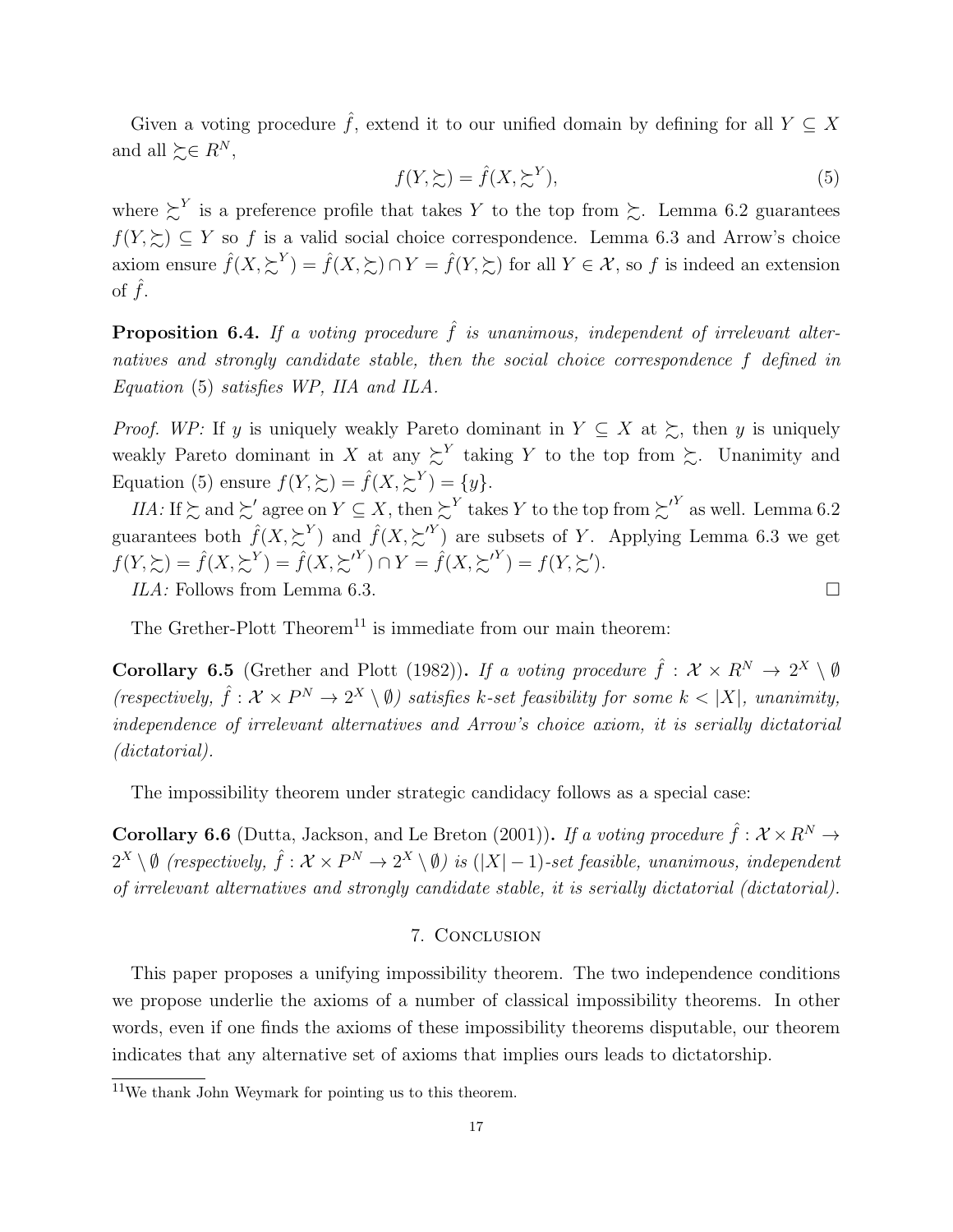Given a voting procedure $\hat{f}$, extend it to our unified domain by defining for all $Y \subseteq X$ and all $\succsim \in R^N$,

$$f(Y, \succsim) = \hat{f}(X, \succsim^Y), \tag{5}$$

where $\succsim^Y$ is a preference profile that takes $Y$ to the top from $\succsim$. Lemma 6.2 guarantees $f(Y, \succsim) \subseteq Y$ so $f$ is a valid social choice correspondence. Lemma 6.3 and Arrow's choice axiom ensure $\hat{f}(X, \succsim^Y) = \hat{f}(X, \succsim) \cap Y = \hat{f}(Y, \succsim)$ for all $Y \in \mathcal{X}$, so $f$ is indeed an extension of $\hat{f}$.

**Proposition 6.4.** *If a voting procedure $\hat{f}$ is unanimous, independent of irrelevant alternatives and strongly candidate stable, then the social choice correspondence $f$ defined in Equation* (5) *satisfies WP, IIA and ILA.*

*Proof. WP:* If $y$ is uniquely weakly Pareto dominant in $Y \subseteq X$ at $\succsim$, then $y$ is uniquely weakly Pareto dominant in $X$ at any $\succsim^Y$ taking $Y$ to the top from $\succsim$. Unanimity and Equation (5) ensure $f(Y, \succsim) = \hat{f}(X, \succsim^Y) = \{y\}$.

*IIA:* If $\succsim$ and $\succsim'$ agree on $Y \subseteq X$, then $\succsim^Y$ takes $Y$ to the top from $\succsim'^Y$ as well. Lemma 6.2 guarantees both $\hat{f}(X, \succsim^Y)$ and $\hat{f}(X, \succsim'^Y)$ are subsets of $Y$. Applying Lemma 6.3 we get $f(Y, \succsim) = \hat{f}(X, \succsim^Y) = \hat{f}(X, \succsim'^Y) \cap Y = \hat{f}(X, \succsim'^Y) = f(Y, \succsim')$.

*ILA:* Follows from Lemma 6.3. □

The Grether-Plott Theorem[11] is immediate from our main theorem:

**Corollary 6.5** (Grether and Plott (1982))**.** *If a voting procedure $\hat{f} : \mathcal{X} \times R^N \to 2^X \setminus \emptyset$ (respectively, $\hat{f} : \mathcal{X} \times P^N \to 2^X \setminus \emptyset$) satisfies $k$-set feasibility for some $k < |X|$, unanimity, independence of irrelevant alternatives and Arrow's choice axiom, it is serially dictatorial (dictatorial).*

The impossibility theorem under strategic candidacy follows as a special case:

**Corollary 6.6** (Dutta, Jackson, and Le Breton (2001))**.** *If a voting procedure $\hat{f} : \mathcal{X} \times R^N \to 2^X \setminus \emptyset$ (respectively, $\hat{f} : \mathcal{X} \times P^N \to 2^X \setminus \emptyset$) is $(|X|-1)$-set feasible, unanimous, independent of irrelevant alternatives and strongly candidate stable, it is serially dictatorial (dictatorial).*

## 7. Conclusion

This paper proposes a unifying impossibility theorem. The two independence conditions we propose underlie the axioms of a number of classical impossibility theorems. In other words, even if one finds the axioms of these impossibility theorems disputable, our theorem indicates that any alternative set of axioms that implies ours leads to dictatorship.

[11] We thank John Weymark for pointing us to this theorem.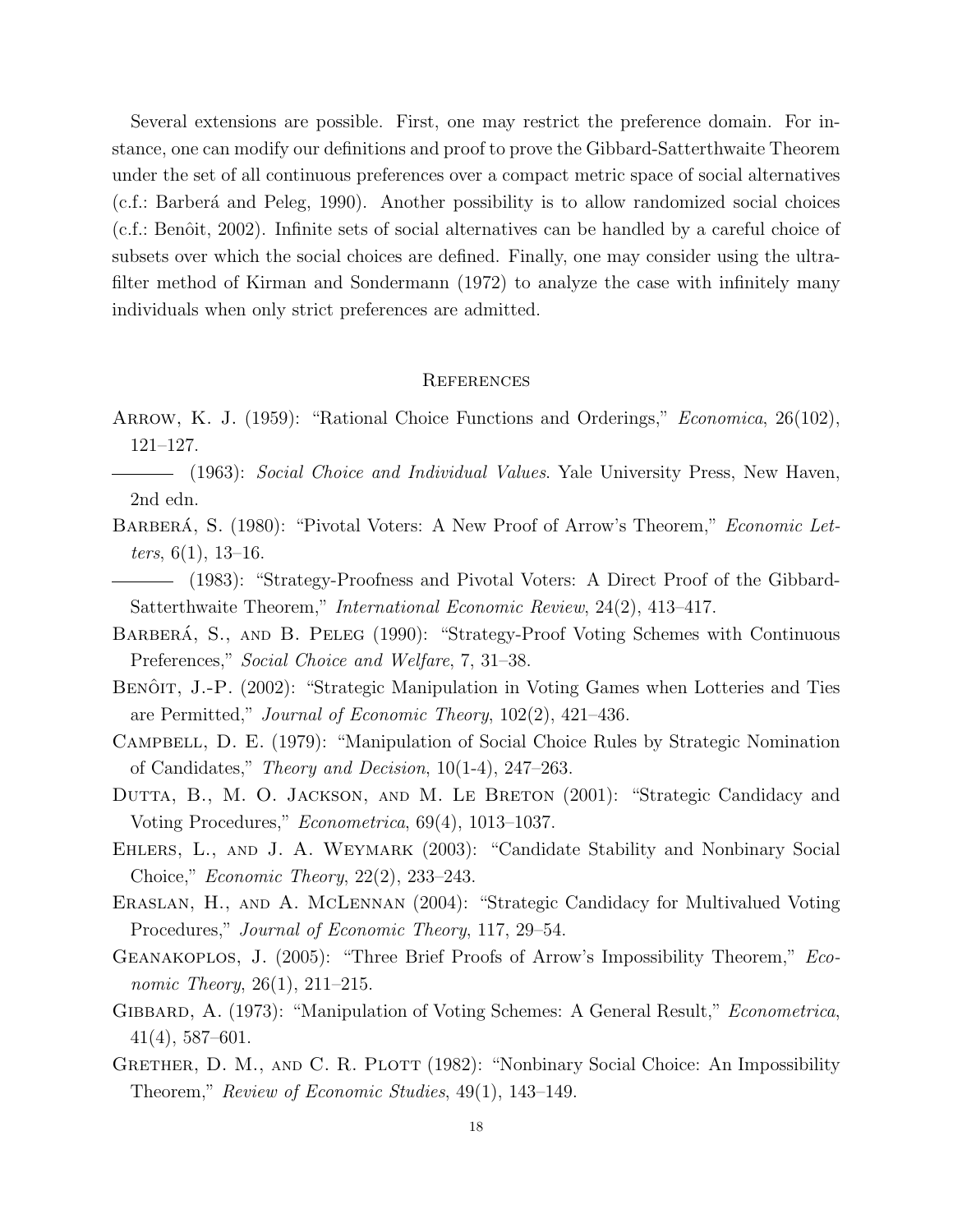Several extensions are possible. First, one may restrict the preference domain. For instance, one can modify our definitions and proof to prove the Gibbard-Satterthwaite Theorem under the set of all continuous preferences over a compact metric space of social alternatives (c.f.: Barberá and Peleg, 1990). Another possibility is to allow randomized social choices (c.f.: Benôit, 2002). Infinite sets of social alternatives can be handled by a careful choice of subsets over which the social choices are defined. Finally, one may consider using the ultrafilter method of Kirman and Sondermann (1972) to analyze the case with infinitely many individuals when only strict preferences are admitted.

## References

Arrow, K. J. (1959): "Rational Choice Functions and Orderings," *Economica*, 26(102), 121–127.

——— (1963): *Social Choice and Individual Values*. Yale University Press, New Haven, 2nd edn.

Barberá, S. (1980): "Pivotal Voters: A New Proof of Arrow's Theorem," *Economic Letters*, 6(1), 13–16.

——— (1983): "Strategy-Proofness and Pivotal Voters: A Direct Proof of the Gibbard-Satterthwaite Theorem," *International Economic Review*, 24(2), 413–417.

Barberá, S., and B. Peleg (1990): "Strategy-Proof Voting Schemes with Continuous Preferences," *Social Choice and Welfare*, 7, 31–38.

Benôit, J.-P. (2002): "Strategic Manipulation in Voting Games when Lotteries and Ties are Permitted," *Journal of Economic Theory*, 102(2), 421–436.

Campbell, D. E. (1979): "Manipulation of Social Choice Rules by Strategic Nomination of Candidates," *Theory and Decision*, 10(1-4), 247–263.

Dutta, B., M. O. Jackson, and M. Le Breton (2001): "Strategic Candidacy and Voting Procedures," *Econometrica*, 69(4), 1013–1037.

Ehlers, L., and J. A. Weymark (2003): "Candidate Stability and Nonbinary Social Choice," *Economic Theory*, 22(2), 233–243.

Eraslan, H., and A. McLennan (2004): "Strategic Candidacy for Multivalued Voting Procedures," *Journal of Economic Theory*, 117, 29–54.

Geanakoplos, J. (2005): "Three Brief Proofs of Arrow's Impossibility Theorem," *Economic Theory*, 26(1), 211–215.

Gibbard, A. (1973): "Manipulation of Voting Schemes: A General Result," *Econometrica*, 41(4), 587–601.

Grether, D. M., and C. R. Plott (1982): "Nonbinary Social Choice: An Impossibility Theorem," *Review of Economic Studies*, 49(1), 143–149.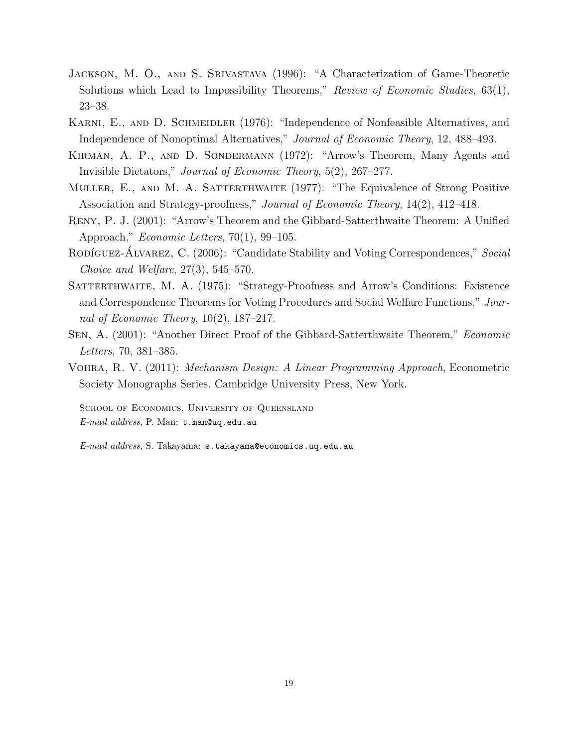Jackson, M. O., and S. Srivastava (1996): "A Characterization of Game-Theoretic Solutions which Lead to Impossibility Theorems," *Review of Economic Studies*, 63(1), 23–38.

Karni, E., and D. Schmeidler (1976): "Independence of Nonfeasible Alternatives, and Independence of Nonoptimal Alternatives," *Journal of Economic Theory*, 12, 488–493.

Kirman, A. P., and D. Sondermann (1972): "Arrow's Theorem, Many Agents and Invisible Dictators," *Journal of Economic Theory*, 5(2), 267–277.

Muller, E., and M. A. Satterthwaite (1977): "The Equivalence of Strong Positive Association and Strategy-proofness," *Journal of Economic Theory*, 14(2), 412–418.

Reny, P. J. (2001): "Arrow's Theorem and the Gibbard-Satterthwaite Theorem: A Unified Approach," *Economic Letters*, 70(1), 99–105.

Rodíguez-Álvarez, C. (2006): "Candidate Stability and Voting Correspondences," *Social Choice and Welfare*, 27(3), 545–570.

Satterthwaite, M. A. (1975): "Strategy-Proofness and Arrow's Conditions: Existence and Correspondence Theorems for Voting Procedures and Social Welfare Functions," *Journal of Economic Theory*, 10(2), 187–217.

Sen, A. (2001): "Another Direct Proof of the Gibbard-Satterthwaite Theorem," *Economic Letters*, 70, 381–385.

Vohra, R. V. (2011): *Mechanism Design: A Linear Programming Approach*, Econometric Society Monographs Series. Cambridge University Press, New York.

School of Economics, University of Queensland
*E-mail address*, P. Man: t.man@uq.edu.au

*E-mail address*, S. Takayama: s.takayama@economics.uq.edu.au